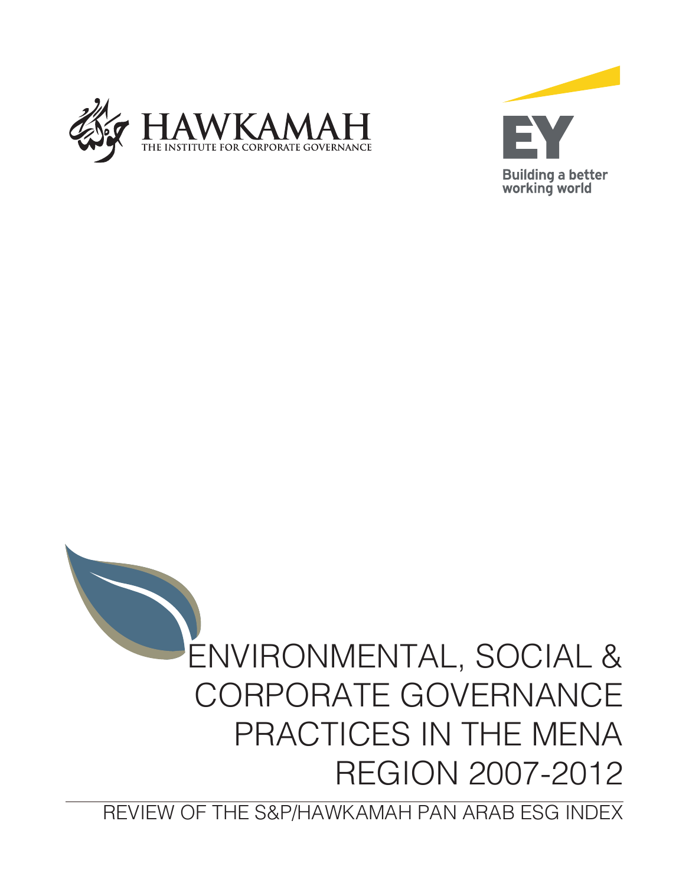HAWKAMAH

THE INSTITUTE FOR CORPORATE GOVERNANCE

EY

Building a better working world

# ENVIRONMENTAL, SOCIAL & CORPORATE GOVERNANCE PRACTICES IN THE MENA REGION 2007-2012

## REVIEW OF THE S&P/HAWKAMAH PAN ARAB ESG INDEX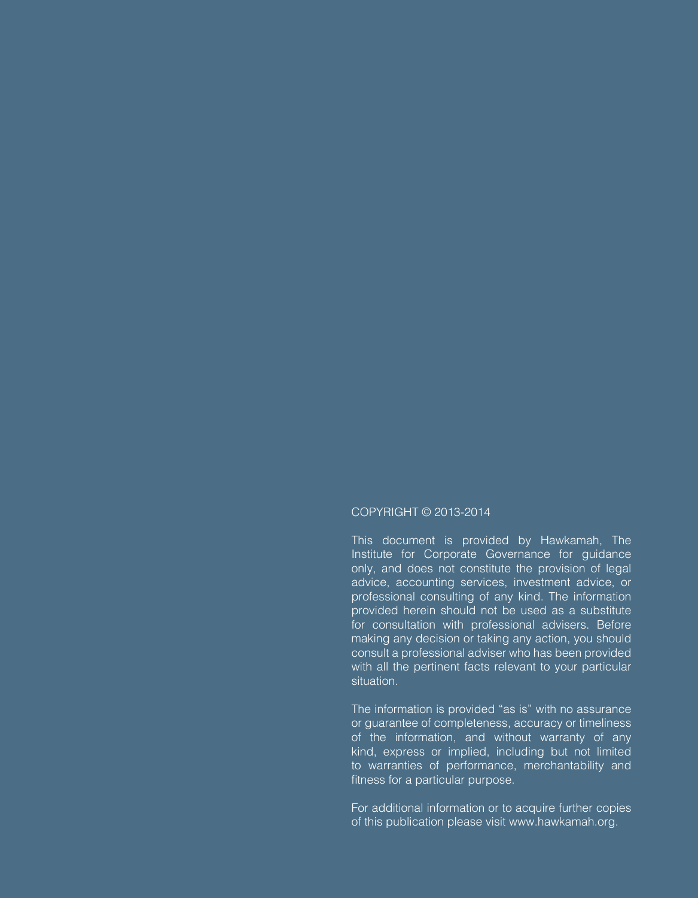COPYRIGHT © 2013-2014

This document is provided by Hawkamah, The Institute for Corporate Governance for guidance only, and does not constitute the provision of legal advice, accounting services, investment advice, or professional consulting of any kind. The information provided herein should not be used as a substitute for consultation with professional advisers. Before making any decision or taking any action, you should consult a professional adviser who has been provided with all the pertinent facts relevant to your particular situation.

The information is provided "as is" with no assurance or guarantee of completeness, accuracy or timeliness of the information, and without warranty of any kind, express or implied, including but not limited to warranties of performance, merchantability and fitness for a particular purpose.

For additional information or to acquire further copies of this publication please visit www.hawkamah.org.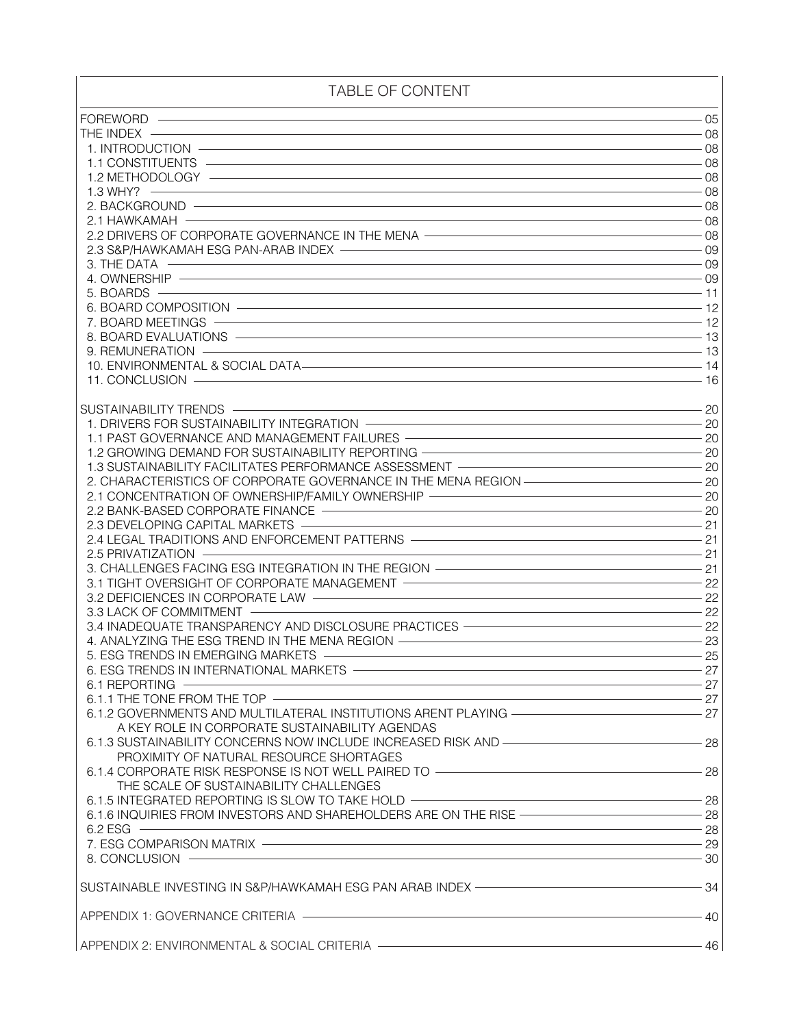# TABLE OF CONTENT

| | |
|---|---|
| FOREWORD | 05 |
| THE INDEX | 08 |
| 1. INTRODUCTION | 08 |
| 1.1 CONSTITUENTS | 08 |
| 1.2 METHODOLOGY | 08 |
| 1.3 WHY? | 08 |
| 2. BACKGROUND | 08 |
| 2.1 HAWKAMAH | 08 |
| 2.2 DRIVERS OF CORPORATE GOVERNANCE IN THE MENA | 08 |
| 2.3 S&P/HAWKAMAH ESG PAN-ARAB INDEX | 09 |
| 3. THE DATA | 09 |
| 4. OWNERSHIP | 09 |
| 5. BOARDS | 11 |
| 6. BOARD COMPOSITION | 12 |
| 7. BOARD MEETINGS | 12 |
| 8. BOARD EVALUATIONS | 13 |
| 9. REMUNERATION | 13 |
| 10. ENVIRONMENTAL & SOCIAL DATA | 14 |
| 11. CONCLUSION | 16 |
| SUSTAINABILITY TRENDS | 20 |
| 1. DRIVERS FOR SUSTAINABILITY INTEGRATION | 20 |
| 1.1 PAST GOVERNANCE AND MANAGEMENT FAILURES | 20 |
| 1.2 GROWING DEMAND FOR SUSTAINABILITY REPORTING | 20 |
| 1.3 SUSTAINABILITY FACILITATES PERFORMANCE ASSESSMENT | 20 |
| 2. CHARACTERISTICS OF CORPORATE GOVERNANCE IN THE MENA REGION | 20 |
| 2.1 CONCENTRATION OF OWNERSHIP/FAMILY OWNERSHIP | 20 |
| 2.2 BANK-BASED CORPORATE FINANCE | 20 |
| 2.3 DEVELOPING CAPITAL MARKETS | 21 |
| 2.4 LEGAL TRADITIONS AND ENFORCEMENT PATTERNS | 21 |
| 2.5 PRIVATIZATION | 21 |
| 3. CHALLENGES FACING ESG INTEGRATION IN THE REGION | 21 |
| 3.1 TIGHT OVERSIGHT OF CORPORATE MANAGEMENT | 22 |
| 3.2 DEFICIENCES IN CORPORATE LAW | 22 |
| 3.3 LACK OF COMMITMENT | 22 |
| 3.4 INADEQUATE TRANSPARENCY AND DISCLOSURE PRACTICES | 22 |
| 4. ANALYZING THE ESG TREND IN THE MENA REGION | 23 |
| 5. ESG TRENDS IN EMERGING MARKETS | 25 |
| 6. ESG TRENDS IN INTERNATIONAL MARKETS | 27 |
| 6.1 REPORTING | 27 |
| 6.1.1 THE TONE FROM THE TOP | 27 |
| 6.1.2 GOVERNMENTS AND MULTILATERAL INSTITUTIONS ARENT PLAYING A KEY ROLE IN CORPORATE SUSTAINABILITY AGENDAS | 27 |
| 6.1.3 SUSTAINABILITY CONCERNS NOW INCLUDE INCREASED RISK AND PROXIMITY OF NATURAL RESOURCE SHORTAGES | 28 |
| 6.1.4 CORPORATE RISK RESPONSE IS NOT WELL PAIRED TO THE SCALE OF SUSTAINABILITY CHALLENGES | 28 |
| 6.1.5 INTEGRATED REPORTING IS SLOW TO TAKE HOLD | 28 |
| 6.1.6 INQUIRIES FROM INVESTORS AND SHAREHOLDERS ARE ON THE RISE | 28 |
| 6.2 ESG | 28 |
| 7. ESG COMPARISON MATRIX | 29 |
| 8. CONCLUSION | 30 |
| SUSTAINABLE INVESTING IN S&P/HAWKAMAH ESG PAN ARAB INDEX | 34 |
| APPENDIX 1: GOVERNANCE CRITERIA | 40 |
| APPENDIX 2: ENVIRONMENTAL & SOCIAL CRITERIA | 46 |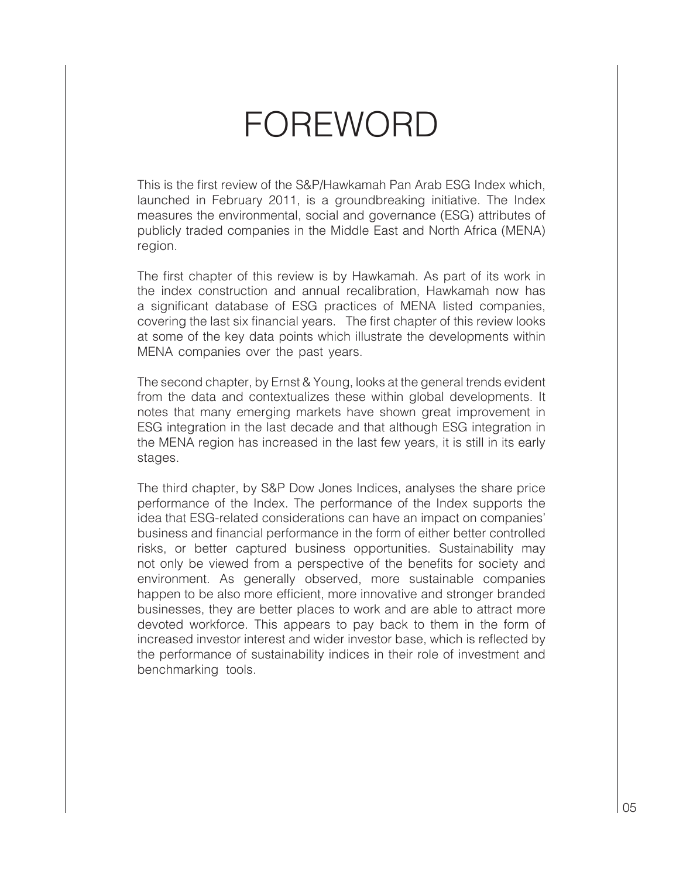# FOREWORD

This is the first review of the S&P/Hawkamah Pan Arab ESG Index which, launched in February 2011, is a groundbreaking initiative. The Index measures the environmental, social and governance (ESG) attributes of publicly traded companies in the Middle East and North Africa (MENA) region.

The first chapter of this review is by Hawkamah. As part of its work in the index construction and annual recalibration, Hawkamah now has a significant database of ESG practices of MENA listed companies, covering the last six financial years. The first chapter of this review looks at some of the key data points which illustrate the developments within MENA companies over the past years.

The second chapter, by Ernst & Young, looks at the general trends evident from the data and contextualizes these within global developments. It notes that many emerging markets have shown great improvement in ESG integration in the last decade and that although ESG integration in the MENA region has increased in the last few years, it is still in its early stages.

The third chapter, by S&P Dow Jones Indices, analyses the share price performance of the Index. The performance of the Index supports the idea that ESG-related considerations can have an impact on companies' business and financial performance in the form of either better controlled risks, or better captured business opportunities. Sustainability may not only be viewed from a perspective of the benefits for society and environment. As generally observed, more sustainable companies happen to be also more efficient, more innovative and stronger branded businesses, they are better places to work and are able to attract more devoted workforce. This appears to pay back to them in the form of increased investor interest and wider investor base, which is reflected by the performance of sustainability indices in their role of investment and benchmarking tools.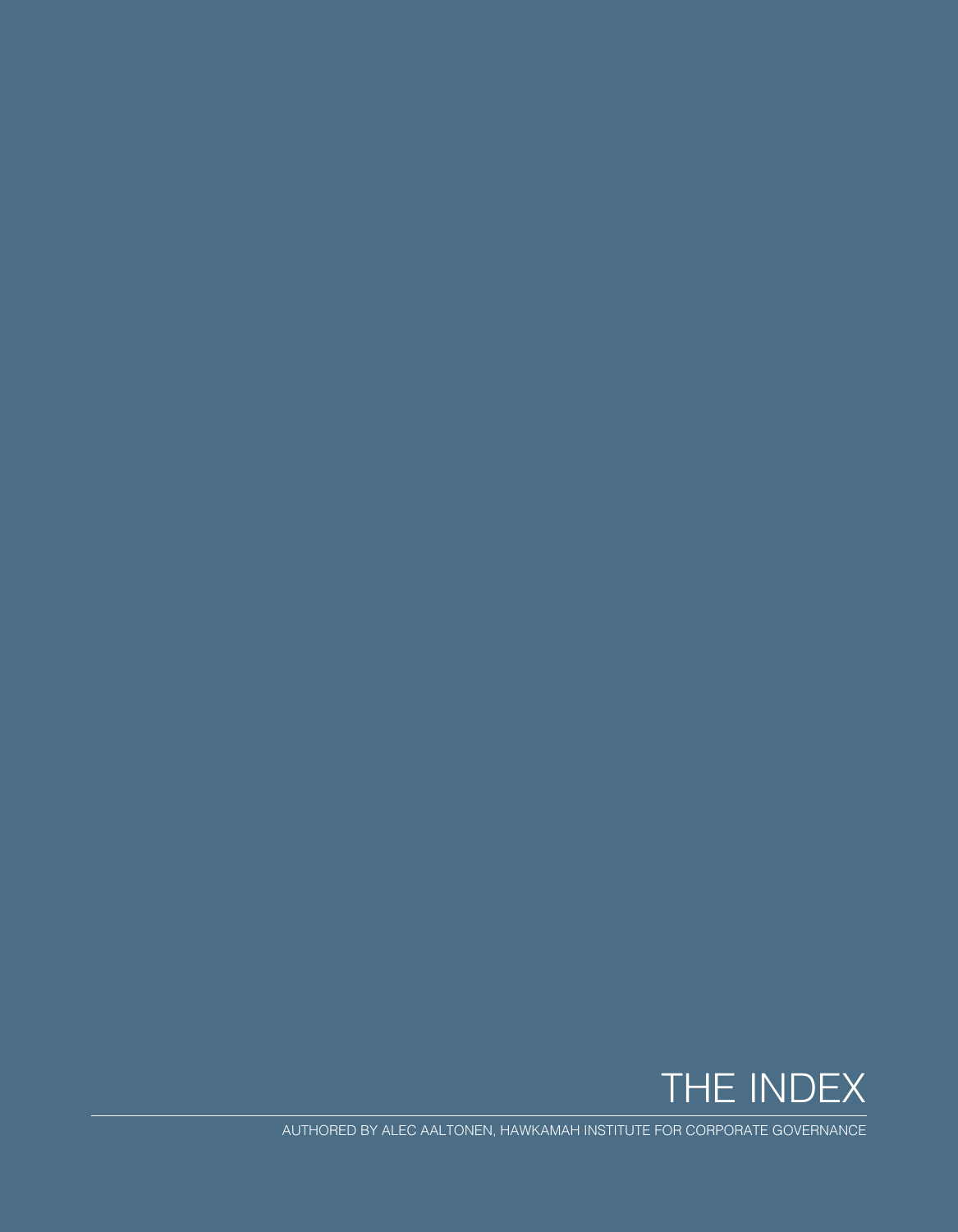# THE INDEX

AUTHORED BY ALEC AALTONEN, HAWKAMAH INSTITUTE FOR CORPORATE GOVERNANCE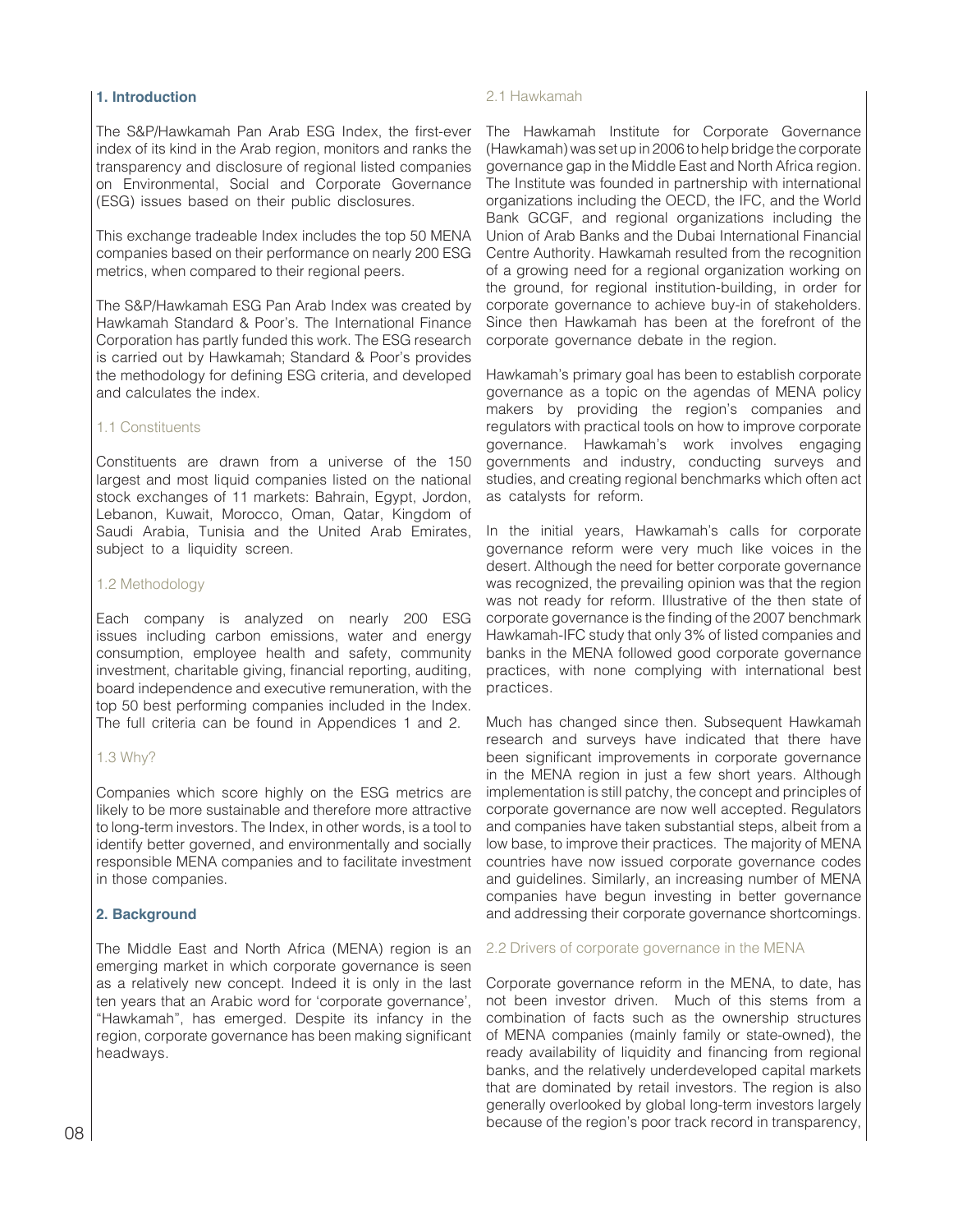## 1. Introduction

The S&P/Hawkamah Pan Arab ESG Index, the first-ever index of its kind in the Arab region, monitors and ranks the transparency and disclosure of regional listed companies on Environmental, Social and Corporate Governance (ESG) issues based on their public disclosures.

This exchange tradeable Index includes the top 50 MENA companies based on their performance on nearly 200 ESG metrics, when compared to their regional peers.

The S&P/Hawkamah ESG Pan Arab Index was created by Hawkamah Standard & Poor's. The International Finance Corporation has partly funded this work. The ESG research is carried out by Hawkamah; Standard & Poor's provides the methodology for defining ESG criteria, and developed and calculates the index.

### 1.1 Constituents

Constituents are drawn from a universe of the 150 largest and most liquid companies listed on the national stock exchanges of 11 markets: Bahrain, Egypt, Jordon, Lebanon, Kuwait, Morocco, Oman, Qatar, Kingdom of Saudi Arabia, Tunisia and the United Arab Emirates, subject to a liquidity screen.

### 1.2 Methodology

Each company is analyzed on nearly 200 ESG issues including carbon emissions, water and energy consumption, employee health and safety, community investment, charitable giving, financial reporting, auditing, board independence and executive remuneration, with the top 50 best performing companies included in the Index. The full criteria can be found in Appendices 1 and 2.

### 1.3 Why?

Companies which score highly on the ESG metrics are likely to be more sustainable and therefore more attractive to long-term investors. The Index, in other words, is a tool to identify better governed, and environmentally and socially responsible MENA companies and to facilitate investment in those companies.

## 2. Background

The Middle East and North Africa (MENA) region is an emerging market in which corporate governance is seen as a relatively new concept. Indeed it is only in the last ten years that an Arabic word for 'corporate governance', "Hawkamah", has emerged. Despite its infancy in the region, corporate governance has been making significant headways.

### 2.1 Hawkamah

The Hawkamah Institute for Corporate Governance (Hawkamah) was set up in 2006 to help bridge the corporate governance gap in the Middle East and North Africa region. The Institute was founded in partnership with international organizations including the OECD, the IFC, and the World Bank GCGF, and regional organizations including the Union of Arab Banks and the Dubai International Financial Centre Authority. Hawkamah resulted from the recognition of a growing need for a regional organization working on the ground, for regional institution-building, in order for corporate governance to achieve buy-in of stakeholders. Since then Hawkamah has been at the forefront of the corporate governance debate in the region.

Hawkamah's primary goal has been to establish corporate governance as a topic on the agendas of MENA policy makers by providing the region's companies and regulators with practical tools on how to improve corporate governance. Hawkamah's work involves engaging governments and industry, conducting surveys and studies, and creating regional benchmarks which often act as catalysts for reform.

In the initial years, Hawkamah's calls for corporate governance reform were very much like voices in the desert. Although the need for better corporate governance was recognized, the prevailing opinion was that the region was not ready for reform. Illustrative of the then state of corporate governance is the finding of the 2007 benchmark Hawkamah-IFC study that only 3% of listed companies and banks in the MENA followed good corporate governance practices, with none complying with international best practices.

Much has changed since then. Subsequent Hawkamah research and surveys have indicated that there have been significant improvements in corporate governance in the MENA region in just a few short years. Although implementation is still patchy, the concept and principles of corporate governance are now well accepted. Regulators and companies have taken substantial steps, albeit from a low base, to improve their practices. The majority of MENA countries have now issued corporate governance codes and guidelines. Similarly, an increasing number of MENA companies have begun investing in better governance and addressing their corporate governance shortcomings.

### 2.2 Drivers of corporate governance in the MENA

Corporate governance reform in the MENA, to date, has not been investor driven. Much of this stems from a combination of facts such as the ownership structures of MENA companies (mainly family or state-owned), the ready availability of liquidity and financing from regional banks, and the relatively underdeveloped capital markets that are dominated by retail investors. The region is also generally overlooked by global long-term investors largely because of the region's poor track record in transparency,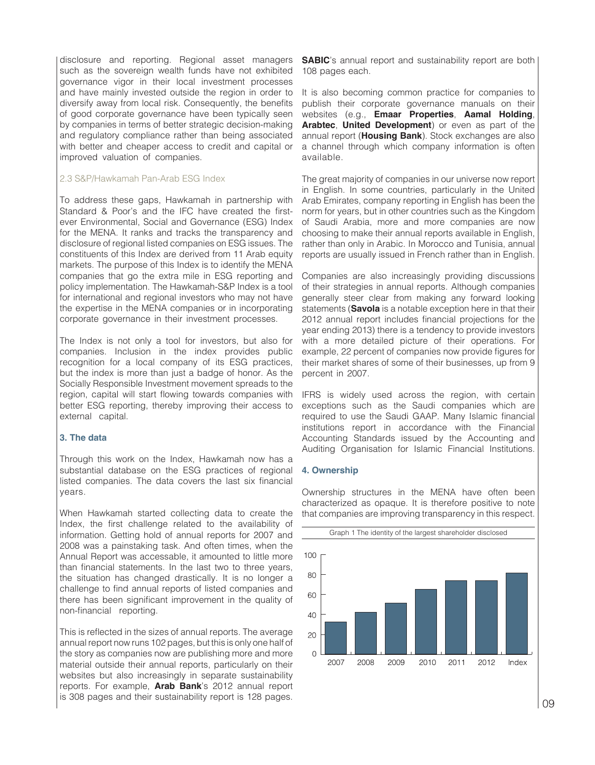disclosure and reporting. Regional asset managers such as the sovereign wealth funds have not exhibited governance vigor in their local investment processes and have mainly invested outside the region in order to diversify away from local risk. Consequently, the benefits of good corporate governance have been typically seen by companies in terms of better strategic decision-making and regulatory compliance rather than being associated with better and cheaper access to credit and capital or improved valuation of companies.

### 2.3 S&P/Hawkamah Pan-Arab ESG Index

To address these gaps, Hawkamah in partnership with Standard & Poor's and the IFC have created the first-ever Environmental, Social and Governance (ESG) Index for the MENA. It ranks and tracks the transparency and disclosure of regional listed companies on ESG issues. The constituents of this Index are derived from 11 Arab equity markets. The purpose of this Index is to identify the MENA companies that go the extra mile in ESG reporting and policy implementation. The Hawkamah-S&P Index is a tool for international and regional investors who may not have the expertise in the MENA companies or in incorporating corporate governance in their investment processes.

The Index is not only a tool for investors, but also for companies. Inclusion in the index provides public recognition for a local company of its ESG practices, but the index is more than just a badge of honor. As the Socially Responsible Investment movement spreads to the region, capital will start flowing towards companies with better ESG reporting, thereby improving their access to external capital.

## 3. The data

Through this work on the Index, Hawkamah now has a substantial database on the ESG practices of regional listed companies. The data covers the last six financial years.

When Hawkamah started collecting data to create the Index, the first challenge related to the availability of information. Getting hold of annual reports for 2007 and 2008 was a painstaking task. And often times, when the Annual Report was accessable, it amounted to little more than financial statements. In the last two to three years, the situation has changed drastically. It is no longer a challenge to find annual reports of listed companies and there has been significant improvement in the quality of non-financial reporting.

This is reflected in the sizes of annual reports. The average annual report now runs 102 pages, but this is only one half of the story as companies now are publishing more and more material outside their annual reports, particularly on their websites but also increasingly in separate sustainability reports. For example, **Arab Bank**'s 2012 annual report is 308 pages and their sustainability report is 128 pages. **SABIC**'s annual report and sustainability report are both 108 pages each.

It is also becoming common practice for companies to publish their corporate governance manuals on their websites (e.g., **Emaar Properties**, **Aamal Holding**, **Arabtec**, **United Development**) or even as part of the annual report (**Housing Bank**). Stock exchanges are also a channel through which company information is often available.

The great majority of companies in our universe now report in English. In some countries, particularly in the United Arab Emirates, company reporting in English has been the norm for years, but in other countries such as the Kingdom of Saudi Arabia, more and more companies are now choosing to make their annual reports available in English, rather than only in Arabic. In Morocco and Tunisia, annual reports are usually issued in French rather than in English.

Companies are also increasingly providing discussions of their strategies in annual reports. Although companies generally steer clear from making any forward looking statements (**Savola** is a notable exception here in that their 2012 annual report includes financial projections for the year ending 2013) there is a tendency to provide investors with a more detailed picture of their operations. For example, 22 percent of companies now provide figures for their market shares of some of their businesses, up from 9 percent in 2007.

IFRS is widely used across the region, with certain exceptions such as the Saudi companies which are required to use the Saudi GAAP. Many Islamic financial institutions report in accordance with the Financial Accounting Standards issued by the Accounting and Auditing Organisation for Islamic Financial Institutions.

## 4. Ownership

Ownership structures in the MENA have often been characterized as opaque. It is therefore positive to note that companies are improving transparency in this respect.

Graph 1 The identity of the largest shareholder disclosed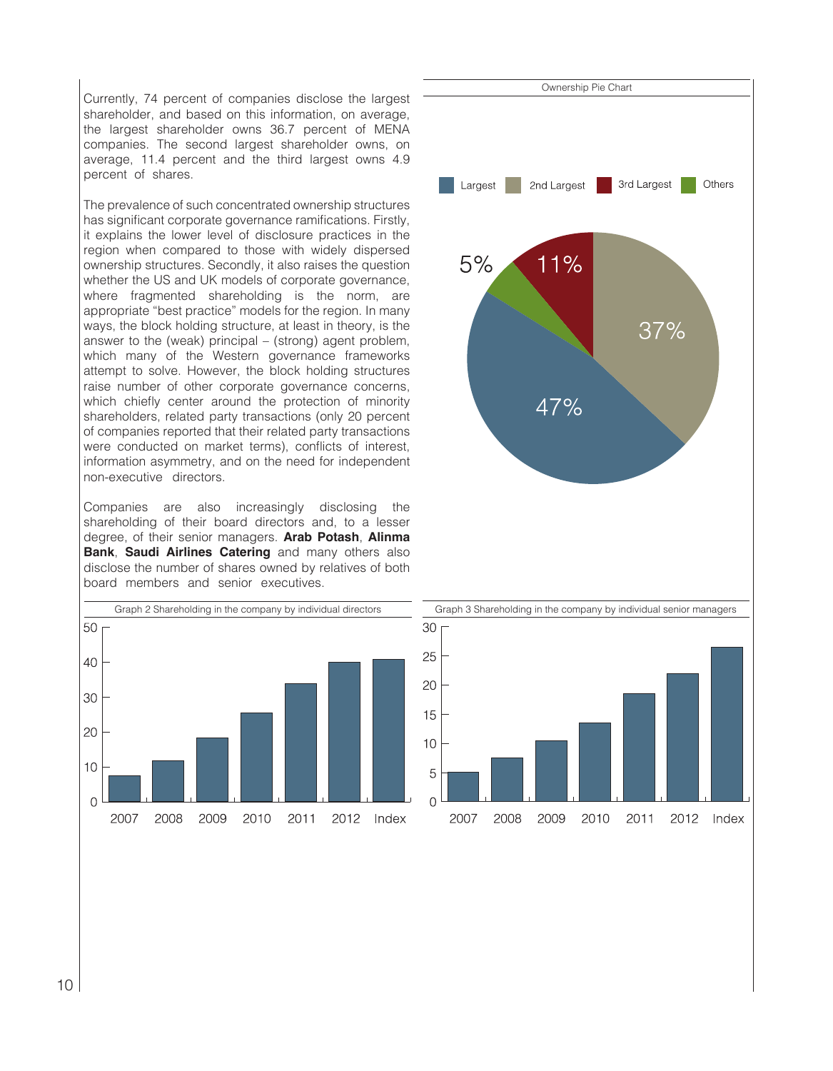Currently, 74 percent of companies disclose the largest shareholder, and based on this information, on average, the largest shareholder owns 36.7 percent of MENA companies. The second largest shareholder owns, on average, 11.4 percent and the third largest owns 4.9 percent of shares.

The prevalence of such concentrated ownership structures has significant corporate governance ramifications. Firstly, it explains the lower level of disclosure practices in the region when compared to those with widely dispersed ownership structures. Secondly, it also raises the question whether the US and UK models of corporate governance, where fragmented shareholding is the norm, are appropriate "best practice" models for the region. In many ways, the block holding structure, at least in theory, is the answer to the (weak) principal – (strong) agent problem, which many of the Western governance frameworks attempt to solve. However, the block holding structures raise number of other corporate governance concerns, which chiefly center around the protection of minority shareholders, related party transactions (only 20 percent of companies reported that their related party transactions were conducted on market terms), conflicts of interest, information asymmetry, and on the need for independent non-executive directors.

Companies are also increasingly disclosing the shareholding of their board directors and, to a lesser degree, of their senior managers. **Arab Potash**, **Alinma Bank**, **Saudi Airlines Catering** and many others also disclose the number of shares owned by relatives of both board members and senior executives.

Ownership Pie Chart

| Largest | 2nd Largest | 3rd Largest | Others |
|---|---|---|---|
| 47% | 37% | 11% | 5% |

Graph 2 Shareholding in the company by individual directors

Graph 3 Shareholding in the company by individual senior managers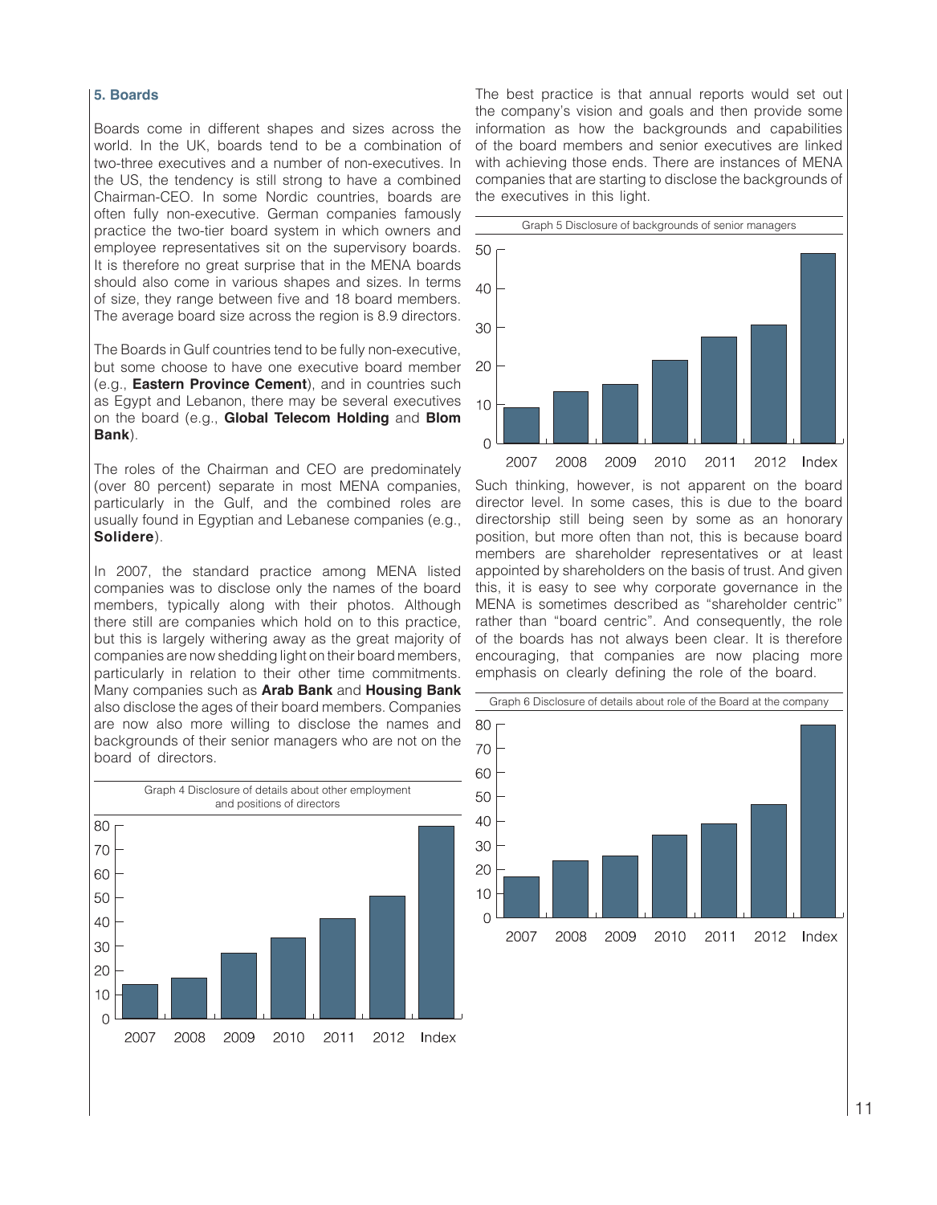### 5. Boards

Boards come in different shapes and sizes across the world. In the UK, boards tend to be a combination of two-three executives and a number of non-executives. In the US, the tendency is still strong to have a combined Chairman-CEO. In some Nordic countries, boards are often fully non-executive. German companies famously practice the two-tier board system in which owners and employee representatives sit on the supervisory boards. It is therefore no great surprise that in the MENA boards should also come in various shapes and sizes. In terms of size, they range between five and 18 board members. The average board size across the region is 8.9 directors.

The Boards in Gulf countries tend to be fully non-executive, but some choose to have one executive board member (e.g., **Eastern Province Cement**), and in countries such as Egypt and Lebanon, there may be several executives on the board (e.g., **Global Telecom Holding** and **Blom Bank**).

The roles of the Chairman and CEO are predominately (over 80 percent) separate in most MENA companies, particularly in the Gulf, and the combined roles are usually found in Egyptian and Lebanese companies (e.g., **Solidere**).

In 2007, the standard practice among MENA listed companies was to disclose only the names of the board members, typically along with their photos. Although there still are companies which hold on to this practice, but this is largely withering away as the great majority of companies are now shedding light on their board members, particularly in relation to their other time commitments. Many companies such as **Arab Bank** and **Housing Bank** also disclose the ages of their board members. Companies are now also more willing to disclose the names and backgrounds of their senior managers who are not on the board of directors.

Graph 4 Disclosure of details about other employment and positions of directors

| 2007 | 2008 | 2009 | 2010 | 2011 | 2012 | Index |
|---|---|---|---|---|---|---|
| 14 | 17 | 27 | 33 | 41 | 50 | 79 |

The best practice is that annual reports would set out the company's vision and goals and then provide some information as how the backgrounds and capabilities of the board members and senior executives are linked with achieving those ends. There are instances of MENA companies that are starting to disclose the backgrounds of the executives in this light.

Graph 5 Disclosure of backgrounds of senior managers

| 2007 | 2008 | 2009 | 2010 | 2011 | 2012 | Index |
|---|---|---|---|---|---|---|
| 9 | 13 | 15 | 21 | 27 | 30 | 49 |

Such thinking, however, is not apparent on the board director level. In some cases, this is due to the board directorship still being seen by some as an honorary position, but more often than not, this is because board members are shareholder representatives or at least appointed by shareholders on the basis of trust. And given this, it is easy to see why corporate governance in the MENA is sometimes described as "shareholder centric" rather than "board centric". And consequently, the role of the boards has not always been clear. It is therefore encouraging, that companies are now placing more emphasis on clearly defining the role of the board.

Graph 6 Disclosure of details about role of the Board at the company

| 2007 | 2008 | 2009 | 2010 | 2011 | 2012 | Index |
|---|---|---|---|---|---|---|
| 17 | 23 | 25 | 34 | 39 | 47 | 80 |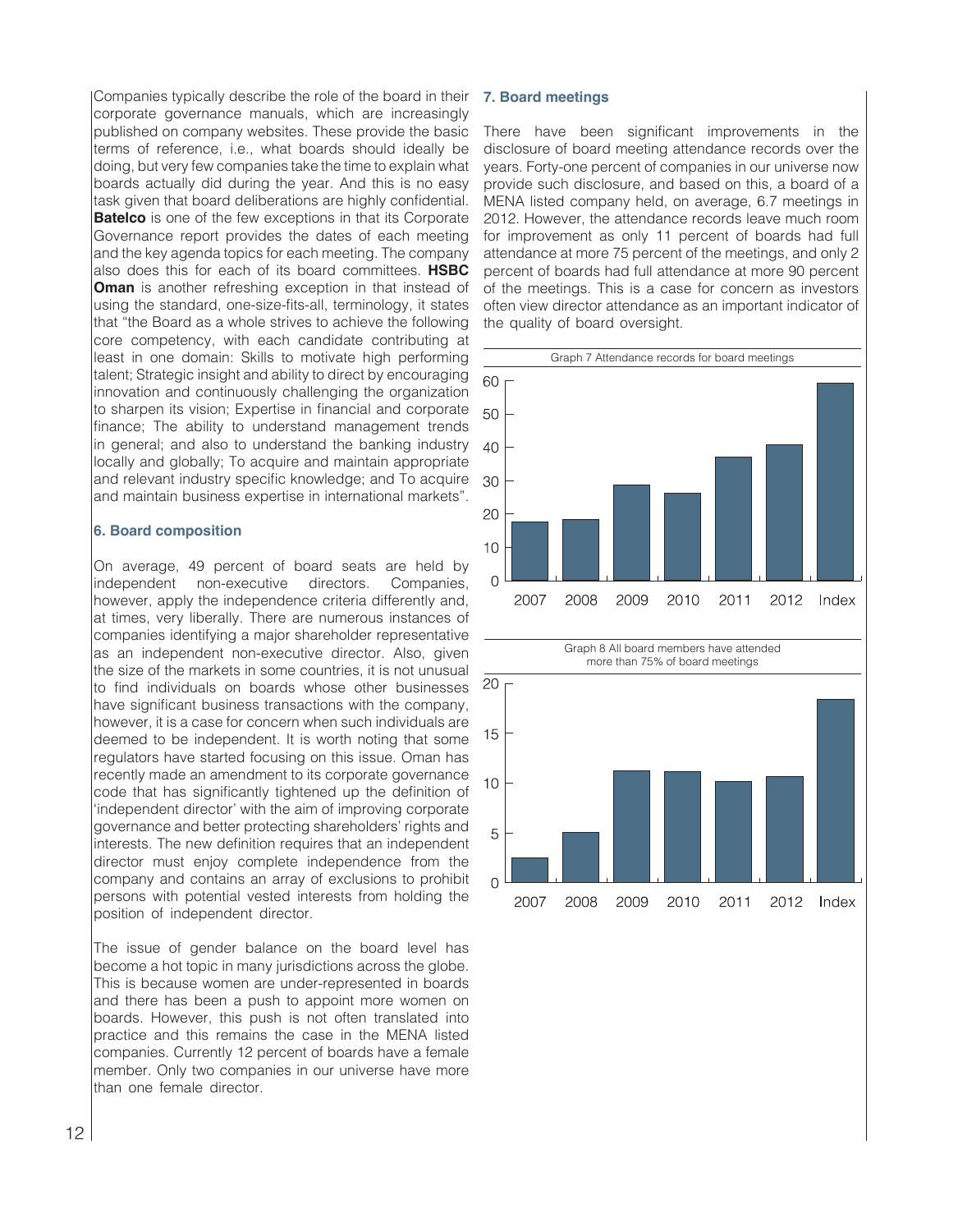Companies typically describe the role of the board in their corporate governance manuals, which are increasingly published on company websites. These provide the basic terms of reference, i.e., what boards should ideally be doing, but very few companies take the time to explain what boards actually did during the year. And this is no easy task given that board deliberations are highly confidential. **Batelco** is one of the few exceptions in that its Corporate Governance report provides the dates of each meeting and the key agenda topics for each meeting. The company also does this for each of its board committees. **HSBC Oman** is another refreshing exception in that instead of using the standard, one-size-fits-all, terminology, it states that "the Board as a whole strives to achieve the following core competency, with each candidate contributing at least in one domain: Skills to motivate high performing talent; Strategic insight and ability to direct by encouraging innovation and continuously challenging the organization to sharpen its vision; Expertise in financial and corporate finance; The ability to understand management trends in general; and also to understand the banking industry locally and globally; To acquire and maintain appropriate and relevant industry specific knowledge; and To acquire and maintain business expertise in international markets".

### 6. Board composition

On average, 49 percent of board seats are held by independent non-executive directors. Companies, however, apply the independence criteria differently and, at times, very liberally. There are numerous instances of companies identifying a major shareholder representative as an independent non-executive director. Also, given the size of the markets in some countries, it is not unusual to find individuals on boards whose other businesses have significant business transactions with the company, however, it is a case for concern when such individuals are deemed to be independent. It is worth noting that some regulators have started focusing on this issue. Oman has recently made an amendment to its corporate governance code that has significantly tightened up the definition of 'independent director' with the aim of improving corporate governance and better protecting shareholders' rights and interests. The new definition requires that an independent director must enjoy complete independence from the company and contains an array of exclusions to prohibit persons with potential vested interests from holding the position of independent director.

The issue of gender balance on the board level has become a hot topic in many jurisdictions across the globe. This is because women are under-represented in boards and there has been a push to appoint more women on boards. However, this push is not often translated into practice and this remains the case in the MENA listed companies. Currently 12 percent of boards have a female member. Only two companies in our universe have more than one female director.

### 7. Board meetings

There have been significant improvements in the disclosure of board meeting attendance records over the years. Forty-one percent of companies in our universe now provide such disclosure, and based on this, a board of a MENA listed company held, on average, 6.7 meetings in 2012. However, the attendance records leave much room for improvement as only 11 percent of boards had full attendance at more 75 percent of the meetings, and only 2 percent of boards had full attendance at more 90 percent of the meetings. This is a case for concern as investors often view director attendance as an important indicator of the quality of board oversight.

Graph 7 Attendance records for board meetings

Graph 8 All board members have attended more than 75% of board meetings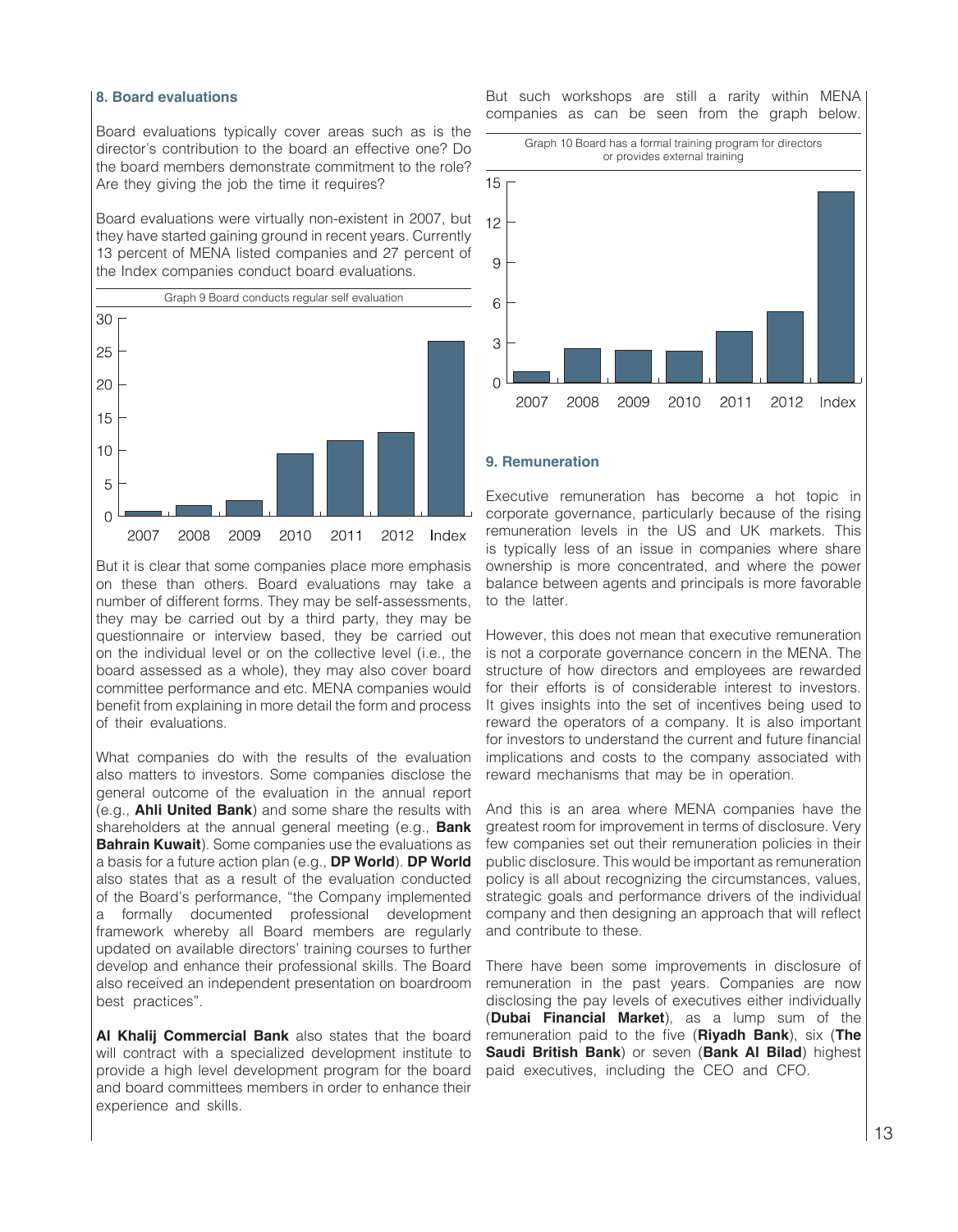## 8. Board evaluations

Board evaluations typically cover areas such as is the director's contribution to the board an effective one? Do the board members demonstrate commitment to the role? Are they giving the job the time it requires?

Board evaluations were virtually non-existent in 2007, but they have started gaining ground in recent years. Currently 13 percent of MENA listed companies and 27 percent of the Index companies conduct board evaluations.

Graph 9 Board conducts regular self evaluation

But it is clear that some companies place more emphasis on these than others. Board evaluations may take a number of different forms. They may be self-assessments, they may be carried out by a third party, they may be questionnaire or interview based, they be carried out on the individual level or on the collective level (i.e., the board assessed as a whole), they may also cover board committee performance and etc. MENA companies would benefit from explaining in more detail the form and process of their evaluations.

What companies do with the results of the evaluation also matters to investors. Some companies disclose the general outcome of the evaluation in the annual report (e.g., **Ahli United Bank**) and some share the results with shareholders at the annual general meeting (e.g., **Bank Bahrain Kuwait**). Some companies use the evaluations as a basis for a future action plan (e.g., **DP World**). **DP World** also states that as a result of the evaluation conducted of the Board's performance, "the Company implemented a formally documented professional development framework whereby all Board members are regularly updated on available directors' training courses to further develop and enhance their professional skills. The Board also received an independent presentation on boardroom best practices".

**Al Khalij Commercial Bank** also states that the board will contract with a specialized development institute to provide a high level development program for the board and board committees members in order to enhance their experience and skills.

But such workshops are still a rarity within MENA companies as can be seen from the graph below.

Graph 10 Board has a formal training program for directors or provides external training

## 9. Remuneration

Executive remuneration has become a hot topic in corporate governance, particularly because of the rising remuneration levels in the US and UK markets. This is typically less of an issue in companies where share ownership is more concentrated, and where the power balance between agents and principals is more favorable to the latter.

However, this does not mean that executive remuneration is not a corporate governance concern in the MENA. The structure of how directors and employees are rewarded for their efforts is of considerable interest to investors. It gives insights into the set of incentives being used to reward the operators of a company. It is also important for investors to understand the current and future financial implications and costs to the company associated with reward mechanisms that may be in operation.

And this is an area where MENA companies have the greatest room for improvement in terms of disclosure. Very few companies set out their remuneration policies in their public disclosure. This would be important as remuneration policy is all about recognizing the circumstances, values, strategic goals and performance drivers of the individual company and then designing an approach that will reflect and contribute to these.

There have been some improvements in disclosure of remuneration in the past years. Companies are now disclosing the pay levels of executives either individually (**Dubai Financial Market**), as a lump sum of the remuneration paid to the five (**Riyadh Bank**), six (**The Saudi British Bank**) or seven (**Bank Al Bilad**) highest paid executives, including the CEO and CFO.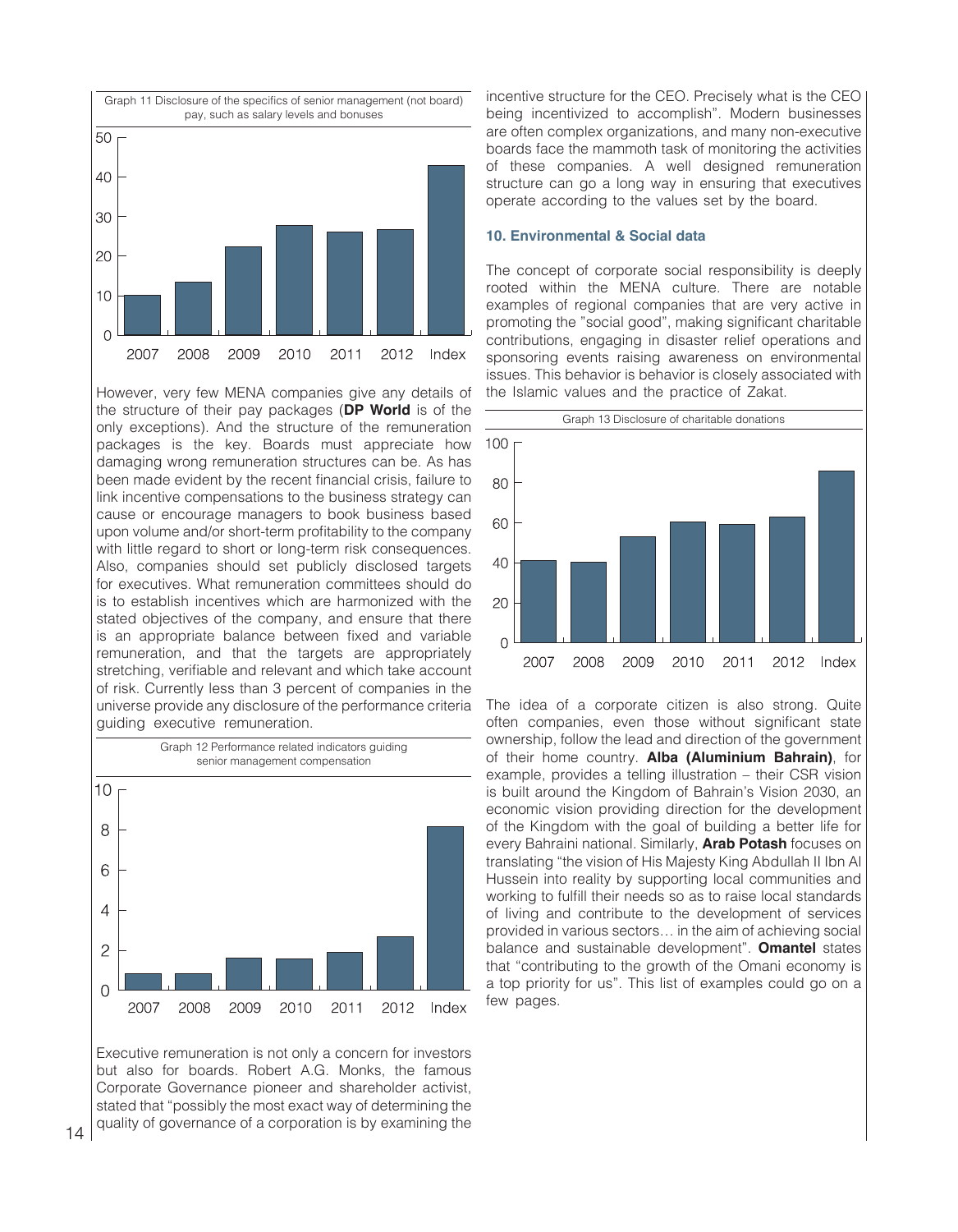Graph 11 Disclosure of the specifics of senior management (not board) pay, such as salary levels and bonuses

However, very few MENA companies give any details of the structure of their pay packages (**DP World** is of the only exceptions). And the structure of the remuneration packages is the key. Boards must appreciate how damaging wrong remuneration structures can be. As has been made evident by the recent financial crisis, failure to link incentive compensations to the business strategy can cause or encourage managers to book business based upon volume and/or short-term profitability to the company with little regard to short or long-term risk consequences. Also, companies should set publicly disclosed targets for executives. What remuneration committees should do is to establish incentives which are harmonized with the stated objectives of the company, and ensure that there is an appropriate balance between fixed and variable remuneration, and that the targets are appropriately stretching, verifiable and relevant and which take account of risk. Currently less than 3 percent of companies in the universe provide any disclosure of the performance criteria guiding executive remuneration.

Graph 12 Performance related indicators guiding senior management compensation

Executive remuneration is not only a concern for investors but also for boards. Robert A.G. Monks, the famous Corporate Governance pioneer and shareholder activist, stated that "possibly the most exact way of determining the quality of governance of a corporation is by examining the incentive structure for the CEO. Precisely what is the CEO being incentivized to accomplish". Modern businesses are often complex organizations, and many non-executive boards face the mammoth task of monitoring the activities of these companies. A well designed remuneration structure can go a long way in ensuring that executives operate according to the values set by the board.

### 10. Environmental & Social data

The concept of corporate social responsibility is deeply rooted within the MENA culture. There are notable examples of regional companies that are very active in promoting the "social good", making significant charitable contributions, engaging in disaster relief operations and sponsoring events raising awareness on environmental issues. This behavior is behavior is closely associated with the Islamic values and the practice of Zakat.

Graph 13 Disclosure of charitable donations

The idea of a corporate citizen is also strong. Quite often companies, even those without significant state ownership, follow the lead and direction of the government of their home country. **Alba (Aluminium Bahrain)**, for example, provides a telling illustration – their CSR vision is built around the Kingdom of Bahrain's Vision 2030, an economic vision providing direction for the development of the Kingdom with the goal of building a better life for every Bahraini national. Similarly, **Arab Potash** focuses on translating "the vision of His Majesty King Abdullah II Ibn Al Hussein into reality by supporting local communities and working to fulfill their needs so as to raise local standards of living and contribute to the development of services provided in various sectors… in the aim of achieving social balance and sustainable development". **Omantel** states that "contributing to the growth of the Omani economy is a top priority for us". This list of examples could go on a few pages.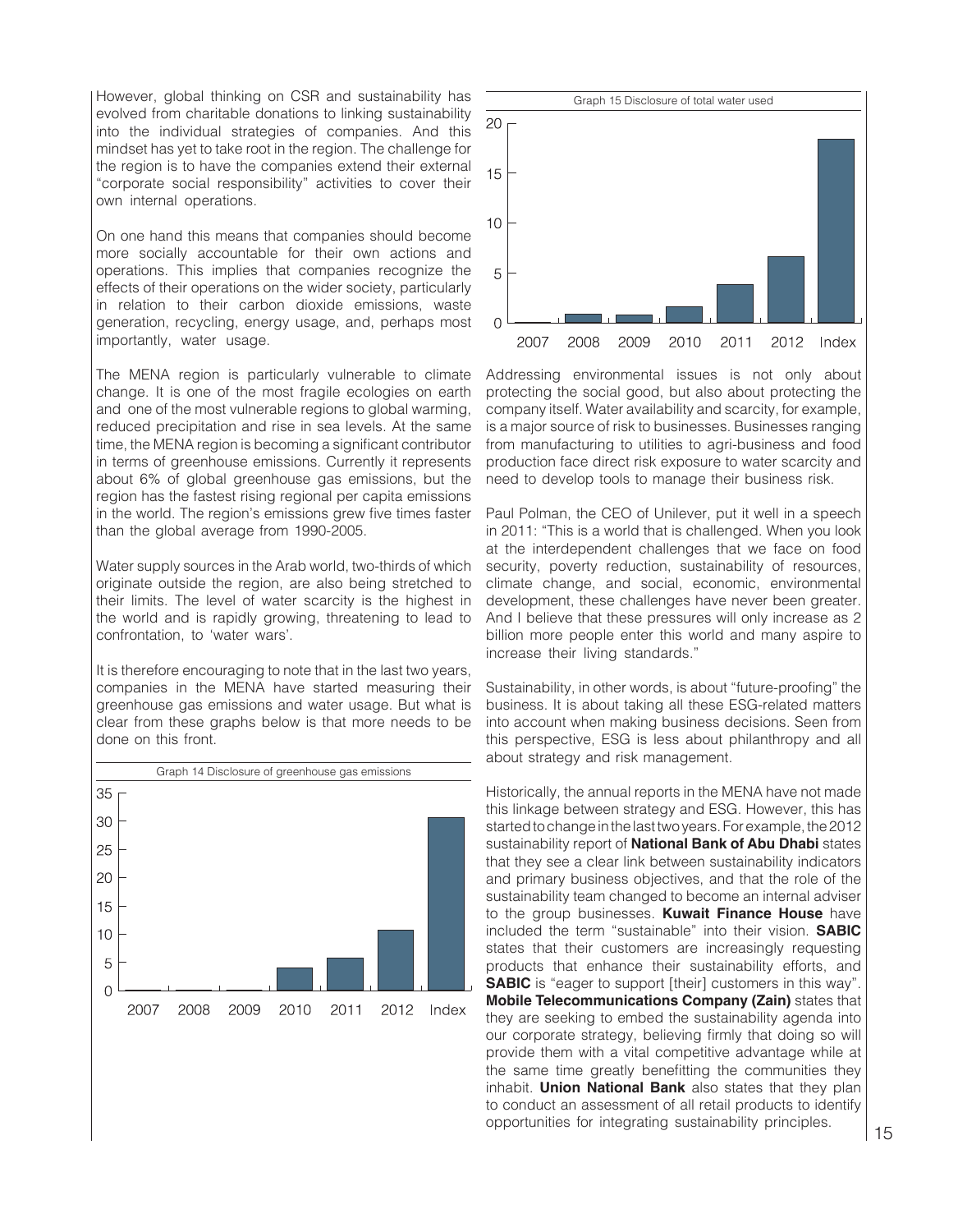However, global thinking on CSR and sustainability has evolved from charitable donations to linking sustainability into the individual strategies of companies. And this mindset has yet to take root in the region. The challenge for the region is to have the companies extend their external "corporate social responsibility" activities to cover their own internal operations.

On one hand this means that companies should become more socially accountable for their own actions and operations. This implies that companies recognize the effects of their operations on the wider society, particularly in relation to their carbon dioxide emissions, waste generation, recycling, energy usage, and, perhaps most importantly, water usage.

The MENA region is particularly vulnerable to climate change. It is one of the most fragile ecologies on earth and one of the most vulnerable regions to global warming, reduced precipitation and rise in sea levels. At the same time, the MENA region is becoming a significant contributor in terms of greenhouse emissions. Currently it represents about 6% of global greenhouse gas emissions, but the region has the fastest rising regional per capita emissions in the world. The region's emissions grew five times faster than the global average from 1990-2005.

Water supply sources in the Arab world, two-thirds of which originate outside the region, are also being stretched to their limits. The level of water scarcity is the highest in the world and is rapidly growing, threatening to lead to confrontation, to 'water wars'.

It is therefore encouraging to note that in the last two years, companies in the MENA have started measuring their greenhouse gas emissions and water usage. But what is clear from these graphs below is that more needs to be done on this front.

Graph 14 Disclosure of greenhouse gas emissions

Graph 15 Disclosure of total water used

Addressing environmental issues is not only about protecting the social good, but also about protecting the company itself. Water availability and scarcity, for example, is a major source of risk to businesses. Businesses ranging from manufacturing to utilities to agri-business and food production face direct risk exposure to water scarcity and need to develop tools to manage their business risk.

Paul Polman, the CEO of Unilever, put it well in a speech in 2011: "This is a world that is challenged. When you look at the interdependent challenges that we face on food security, poverty reduction, sustainability of resources, climate change, and social, economic, environmental development, these challenges have never been greater. And I believe that these pressures will only increase as 2 billion more people enter this world and many aspire to increase their living standards."

Sustainability, in other words, is about "future-proofing" the business. It is about taking all these ESG-related matters into account when making business decisions. Seen from this perspective, ESG is less about philanthropy and all about strategy and risk management.

Historically, the annual reports in the MENA have not made this linkage between strategy and ESG. However, this has started to change in the last two years. For example, the 2012 sustainability report of **National Bank of Abu Dhabi** states that they see a clear link between sustainability indicators and primary business objectives, and that the role of the sustainability team changed to become an internal adviser to the group businesses. **Kuwait Finance House** have included the term "sustainable" into their vision. **SABIC** states that their customers are increasingly requesting products that enhance their sustainability efforts, and **SABIC** is "eager to support [their] customers in this way". **Mobile Telecommunications Company (Zain)** states that they are seeking to embed the sustainability agenda into our corporate strategy, believing firmly that doing so will provide them with a vital competitive advantage while at the same time greatly benefitting the communities they inhabit. **Union National Bank** also states that they plan to conduct an assessment of all retail products to identify opportunities for integrating sustainability principles.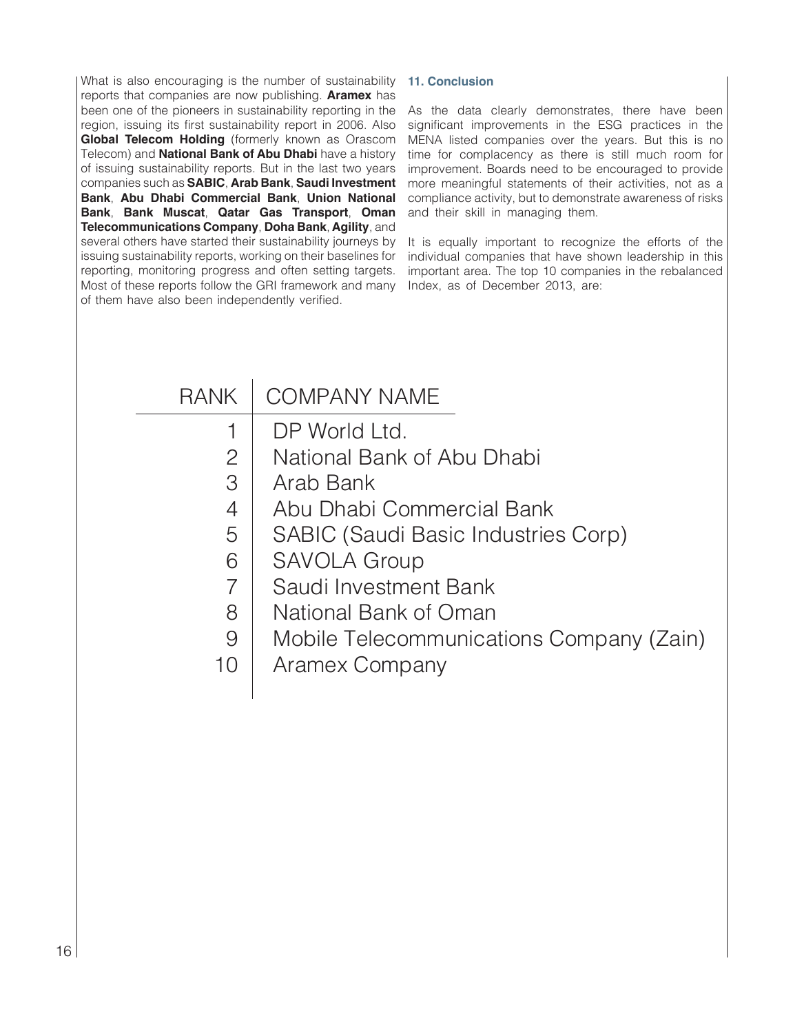What is also encouraging is the number of sustainability reports that companies are now publishing. **Aramex** has been one of the pioneers in sustainability reporting in the region, issuing its first sustainability report in 2006. Also **Global Telecom Holding** (formerly known as Orascom Telecom) and **National Bank of Abu Dhabi** have a history of issuing sustainability reports. But in the last two years companies such as **SABIC**, **Arab Bank**, **Saudi Investment Bank**, **Abu Dhabi Commercial Bank**, **Union National Bank**, **Bank Muscat**, **Qatar Gas Transport**, **Oman Telecommunications Company**, **Doha Bank**, **Agility**, and several others have started their sustainability journeys by issuing sustainability reports, working on their baselines for reporting, monitoring progress and often setting targets. Most of these reports follow the GRI framework and many of them have also been independently verified.

### 11. Conclusion

As the data clearly demonstrates, there have been significant improvements in the ESG practices in the MENA listed companies over the years. But this is no time for complacency as there is still much room for improvement. Boards need to be encouraged to provide more meaningful statements of their activities, not as a compliance activity, but to demonstrate awareness of risks and their skill in managing them.

It is equally important to recognize the efforts of the individual companies that have shown leadership in this important area. The top 10 companies in the rebalanced Index, as of December 2013, are:

| RANK | COMPANY NAME |
|---|---|
| 1 | DP World Ltd. |
| 2 | National Bank of Abu Dhabi |
| 3 | Arab Bank |
| 4 | Abu Dhabi Commercial Bank |
| 5 | SABIC (Saudi Basic Industries Corp) |
| 6 | SAVOLA Group |
| 7 | Saudi Investment Bank |
| 8 | National Bank of Oman |
| 9 | Mobile Telecommunications Company (Zain) |
| 10 | Aramex Company |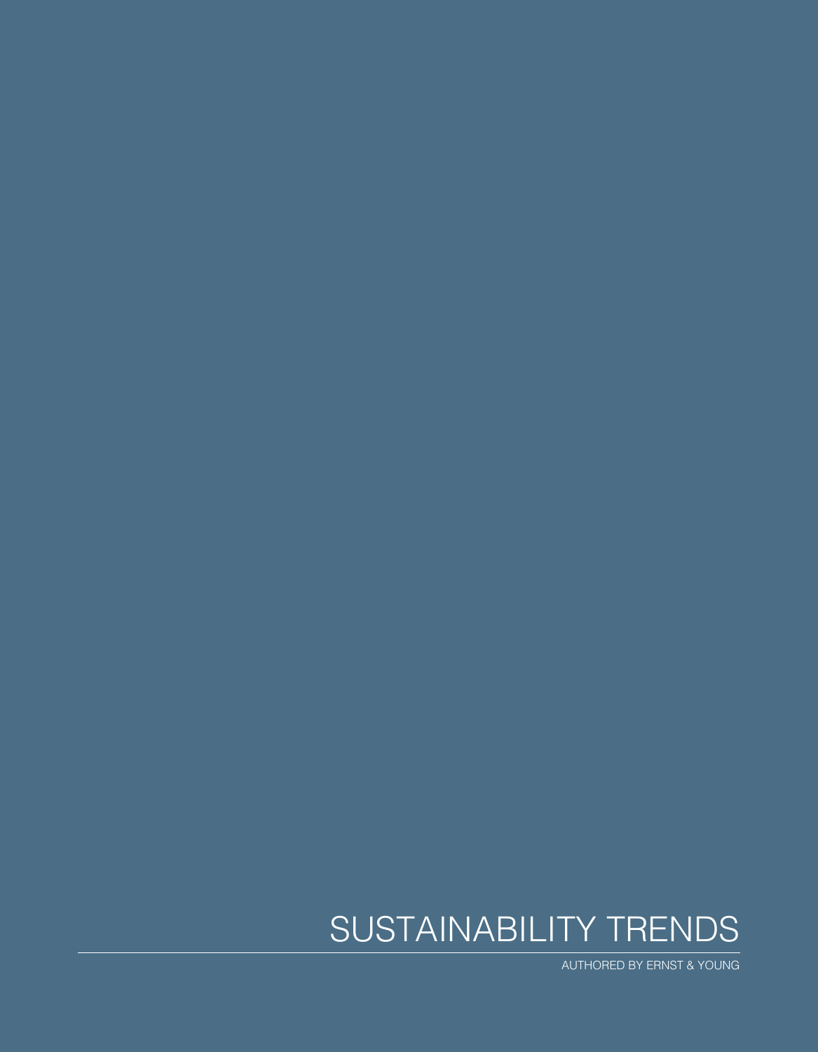# SUSTAINABILITY TRENDS

AUTHORED BY ERNST & YOUNG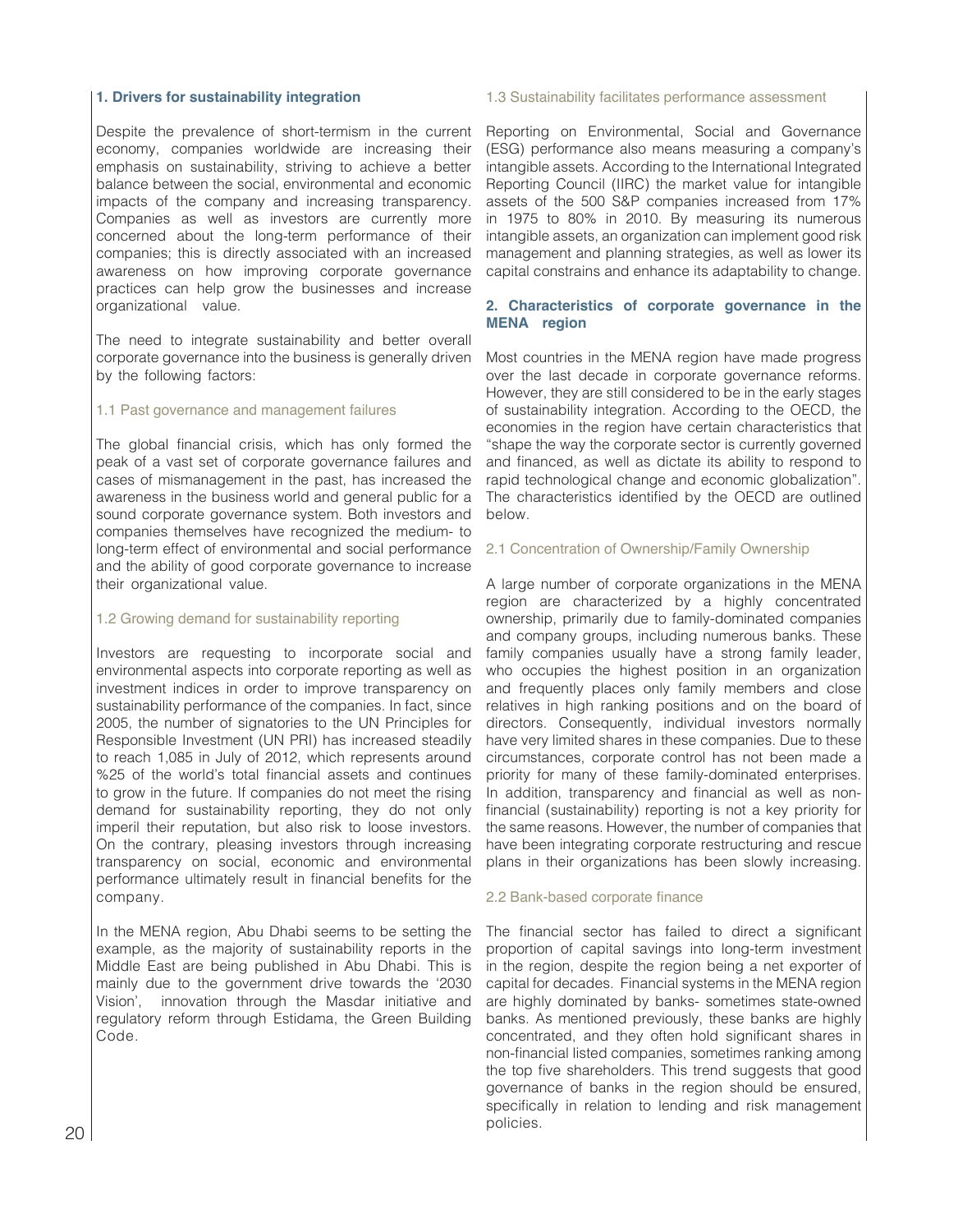## 1. Drivers for sustainability integration

Despite the prevalence of short-termism in the current economy, companies worldwide are increasing their emphasis on sustainability, striving to achieve a better balance between the social, environmental and economic impacts of the company and increasing transparency. Companies as well as investors are currently more concerned about the long-term performance of their companies; this is directly associated with an increased awareness on how improving corporate governance practices can help grow the businesses and increase organizational value.

The need to integrate sustainability and better overall corporate governance into the business is generally driven by the following factors:

### 1.1 Past governance and management failures

The global financial crisis, which has only formed the peak of a vast set of corporate governance failures and cases of mismanagement in the past, has increased the awareness in the business world and general public for a sound corporate governance system. Both investors and companies themselves have recognized the medium- to long-term effect of environmental and social performance and the ability of good corporate governance to increase their organizational value.

### 1.2 Growing demand for sustainability reporting

Investors are requesting to incorporate social and environmental aspects into corporate reporting as well as investment indices in order to improve transparency on sustainability performance of the companies. In fact, since 2005, the number of signatories to the UN Principles for Responsible Investment (UN PRI) has increased steadily to reach 1,085 in July of 2012, which represents around %25 of the world's total financial assets and continues to grow in the future. If companies do not meet the rising demand for sustainability reporting, they do not only imperil their reputation, but also risk to loose investors. On the contrary, pleasing investors through increasing transparency on social, economic and environmental performance ultimately result in financial benefits for the company.

In the MENA region, Abu Dhabi seems to be setting the example, as the majority of sustainability reports in the Middle East are being published in Abu Dhabi. This is mainly due to the government drive towards the '2030 Vision', innovation through the Masdar initiative and regulatory reform through Estidama, the Green Building Code.

### 1.3 Sustainability facilitates performance assessment

Reporting on Environmental, Social and Governance (ESG) performance also means measuring a company's intangible assets. According to the International Integrated Reporting Council (IIRC) the market value for intangible assets of the 500 S&P companies increased from 17% in 1975 to 80% in 2010. By measuring its numerous intangible assets, an organization can implement good risk management and planning strategies, as well as lower its capital constrains and enhance its adaptability to change.

## 2. Characteristics of corporate governance in the MENA region

Most countries in the MENA region have made progress over the last decade in corporate governance reforms. However, they are still considered to be in the early stages of sustainability integration. According to the OECD, the economies in the region have certain characteristics that "shape the way the corporate sector is currently governed and financed, as well as dictate its ability to respond to rapid technological change and economic globalization". The characteristics identified by the OECD are outlined below.

### 2.1 Concentration of Ownership/Family Ownership

A large number of corporate organizations in the MENA region are characterized by a highly concentrated ownership, primarily due to family-dominated companies and company groups, including numerous banks. These family companies usually have a strong family leader, who occupies the highest position in an organization and frequently places only family members and close relatives in high ranking positions and on the board of directors. Consequently, individual investors normally have very limited shares in these companies. Due to these circumstances, corporate control has not been made a priority for many of these family-dominated enterprises. In addition, transparency and financial as well as non-financial (sustainability) reporting is not a key priority for the same reasons. However, the number of companies that have been integrating corporate restructuring and rescue plans in their organizations has been slowly increasing.

### 2.2 Bank-based corporate finance

The financial sector has failed to direct a significant proportion of capital savings into long-term investment in the region, despite the region being a net exporter of capital for decades. Financial systems in the MENA region are highly dominated by banks- sometimes state-owned banks. As mentioned previously, these banks are highly concentrated, and they often hold significant shares in non-financial listed companies, sometimes ranking among the top five shareholders. This trend suggests that good governance of banks in the region should be ensured, specifically in relation to lending and risk management policies.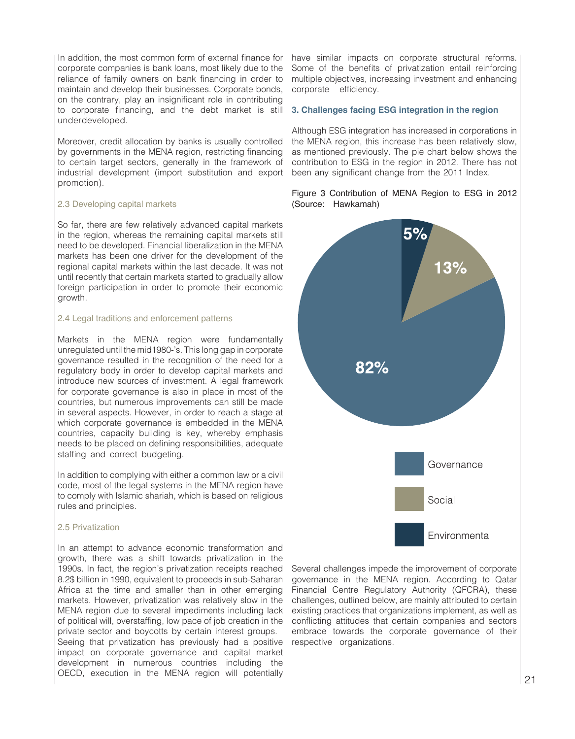In addition, the most common form of external finance for corporate companies is bank loans, most likely due to the reliance of family owners on bank financing in order to maintain and develop their businesses. Corporate bonds, on the contrary, play an insignificant role in contributing to corporate financing, and the debt market is still underdeveloped.

Moreover, credit allocation by banks is usually controlled by governments in the MENA region, restricting financing to certain target sectors, generally in the framework of industrial development (import substitution and export promotion).

### 2.3 Developing capital markets

So far, there are few relatively advanced capital markets in the region, whereas the remaining capital markets still need to be developed. Financial liberalization in the MENA markets has been one driver for the development of the regional capital markets within the last decade. It was not until recently that certain markets started to gradually allow foreign participation in order to promote their economic growth.

### 2.4 Legal traditions and enforcement patterns

Markets in the MENA region were fundamentally unregulated until the mid1980-'s. This long gap in corporate governance resulted in the recognition of the need for a regulatory body in order to develop capital markets and introduce new sources of investment. A legal framework for corporate governance is also in place in most of the countries, but numerous improvements can still be made in several aspects. However, in order to reach a stage at which corporate governance is embedded in the MENA countries, capacity building is key, whereby emphasis needs to be placed on defining responsibilities, adequate staffing and correct budgeting.

In addition to complying with either a common law or a civil code, most of the legal systems in the MENA region have to comply with Islamic shariah, which is based on religious rules and principles.

### 2.5 Privatization

In an attempt to advance economic transformation and growth, there was a shift towards privatization in the 1990s. In fact, the region's privatization receipts reached 8.2$ billion in 1990, equivalent to proceeds in sub-Saharan Africa at the time and smaller than in other emerging markets. However, privatization was relatively slow in the MENA region due to several impediments including lack of political will, overstaffing, low pace of job creation in the private sector and boycotts by certain interest groups.
Seeing that privatization has previously had a positive impact on corporate governance and capital market development in numerous countries including the OECD, execution in the MENA region will potentially have similar impacts on corporate structural reforms. Some of the benefits of privatization entail reinforcing multiple objectives, increasing investment and enhancing corporate efficiency.

## 3. Challenges facing ESG integration in the region

Although ESG integration has increased in corporations in the MENA region, this increase has been relatively slow, as mentioned previously. The pie chart below shows the contribution to ESG in the region in 2012. There has not been any significant change from the 2011 Index.

Figure 3 Contribution of MENA Region to ESG in 2012 (Source: Hawkamah)

| Category | Share |
|---|---|
| Governance | 82% |
| Social | 13% |
| Environmental | 5% |

Several challenges impede the improvement of corporate governance in the MENA region. According to Qatar Financial Centre Regulatory Authority (QFCRA), these challenges, outlined below, are mainly attributed to certain existing practices that organizations implement, as well as conflicting attitudes that certain companies and sectors embrace towards the corporate governance of their respective organizations.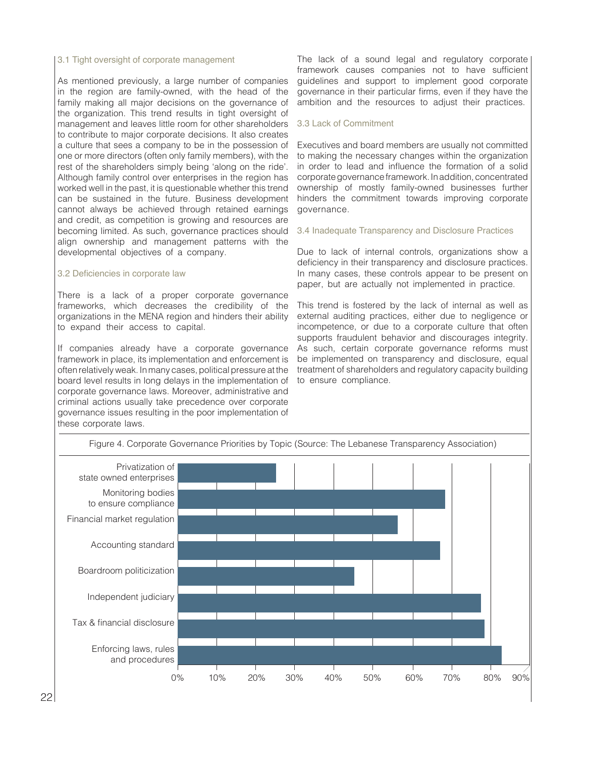### 3.1 Tight oversight of corporate management

As mentioned previously, a large number of companies in the region are family-owned, with the head of the family making all major decisions on the governance of the organization. This trend results in tight oversight of management and leaves little room for other shareholders to contribute to major corporate decisions. It also creates a culture that sees a company to be in the possession of one or more directors (often only family members), with the rest of the shareholders simply being 'along on the ride'. Although family control over enterprises in the region has worked well in the past, it is questionable whether this trend can be sustained in the future. Business development cannot always be achieved through retained earnings and credit, as competition is growing and resources are becoming limited. As such, governance practices should align ownership and management patterns with the developmental objectives of a company.

### 3.2 Deficiencies in corporate law

There is a lack of a proper corporate governance frameworks, which decreases the credibility of the organizations in the MENA region and hinders their ability to expand their access to capital.

If companies already have a corporate governance framework in place, its implementation and enforcement is often relatively weak. In many cases, political pressure at the board level results in long delays in the implementation of corporate governance laws. Moreover, administrative and criminal actions usually take precedence over corporate governance issues resulting in the poor implementation of these corporate laws.

The lack of a sound legal and regulatory corporate framework causes companies not to have sufficient guidelines and support to implement good corporate governance in their particular firms, even if they have the ambition and the resources to adjust their practices.

### 3.3 Lack of Commitment

Executives and board members are usually not committed to making the necessary changes within the organization in order to lead and influence the formation of a solid corporate governance framework. In addition, concentrated ownership of mostly family-owned businesses further hinders the commitment towards improving corporate governance.

### 3.4 Inadequate Transparency and Disclosure Practices

Due to lack of internal controls, organizations show a deficiency in their transparency and disclosure practices. In many cases, these controls appear to be present on paper, but are actually not implemented in practice.

This trend is fostered by the lack of internal as well as external auditing practices, either due to negligence or incompetence, or due to a corporate culture that often supports fraudulent behavior and discourages integrity. As such, certain corporate governance reforms must be implemented on transparency and disclosure, equal treatment of shareholders and regulatory capacity building to ensure compliance.

Figure 4. Corporate Governance Priorities by Topic (Source: The Lebanese Transparency Association)

| Topic | Approx. share |
| --- | --- |
| Privatization of state owned enterprises | ~25% |
| Monitoring bodies to ensure compliance | ~69% |
| Financial market regulation | ~57% |
| Accounting standard | ~68% |
| Boardroom politicization | ~46% |
| Independent judiciary | ~79% |
| Tax & financial disclosure | ~80% |
| Enforcing laws, rules and procedures | ~84% |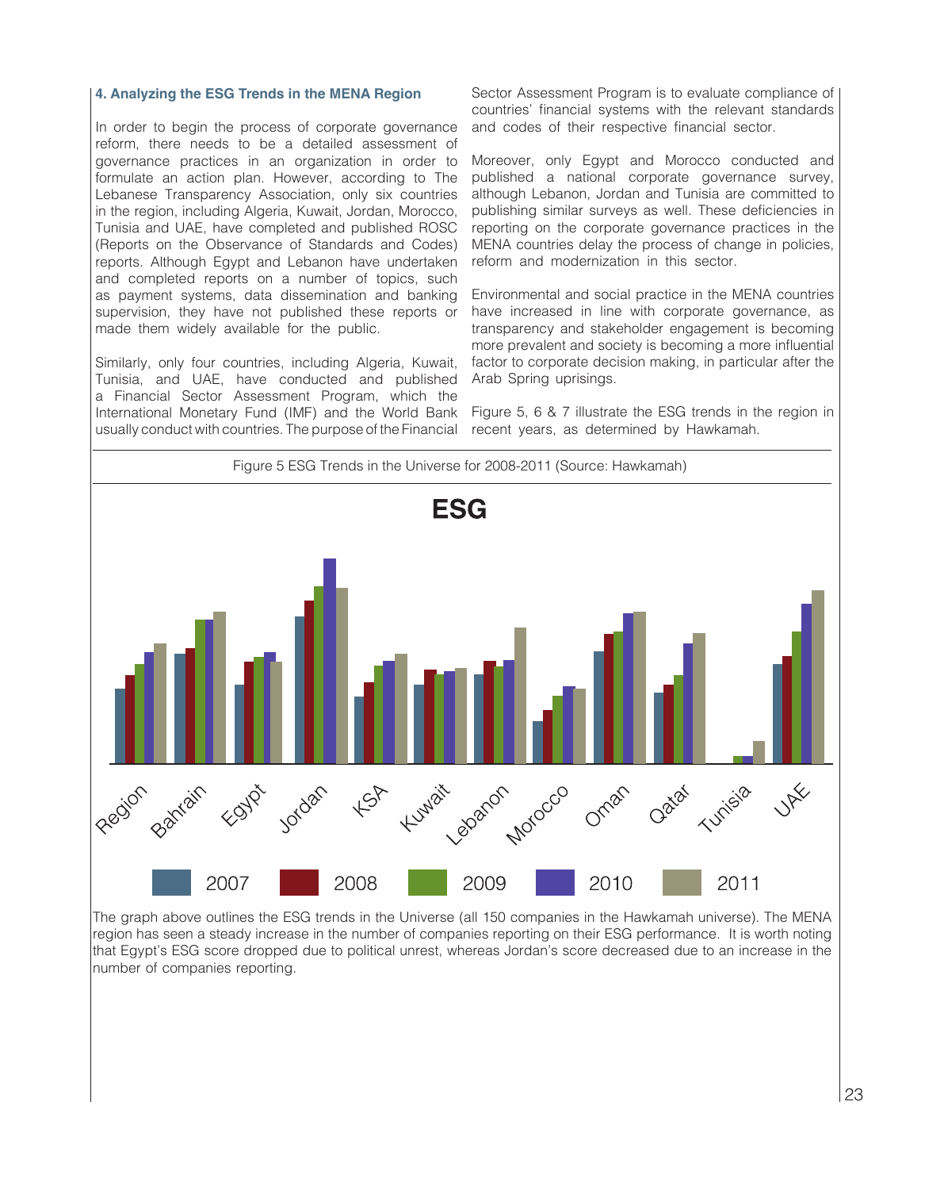### 4. Analyzing the ESG Trends in the MENA Region

In order to begin the process of corporate governance reform, there needs to be a detailed assessment of governance practices in an organization in order to formulate an action plan. However, according to The Lebanese Transparency Association, only six countries in the region, including Algeria, Kuwait, Jordan, Morocco, Tunisia and UAE, have completed and published ROSC (Reports on the Observance of Standards and Codes) reports. Although Egypt and Lebanon have undertaken and completed reports on a number of topics, such as payment systems, data dissemination and banking supervision, they have not published these reports or made them widely available for the public.

Similarly, only four countries, including Algeria, Kuwait, Tunisia, and UAE, have conducted and published a Financial Sector Assessment Program, which the International Monetary Fund (IMF) and the World Bank usually conduct with countries. The purpose of the Financial Sector Assessment Program is to evaluate compliance of countries' financial systems with the relevant standards and codes of their respective financial sector.

Moreover, only Egypt and Morocco conducted and published a national corporate governance survey, although Lebanon, Jordan and Tunisia are committed to publishing similar surveys as well. These deficiencies in reporting on the corporate governance practices in the MENA countries delay the process of change in policies, reform and modernization in this sector.

Environmental and social practice in the MENA countries have increased in line with corporate governance, as transparency and stakeholder engagement is becoming more prevalent and society is becoming a more influential factor to corporate decision making, in particular after the Arab Spring uprisings.

Figure 5, 6 & 7 illustrate the ESG trends in the region in recent years, as determined by Hawkamah.

Figure 5 ESG Trends in the Universe for 2008-2011 (Source: Hawkamah)

The graph above outlines the ESG trends in the Universe (all 150 companies in the Hawkamah universe). The MENA region has seen a steady increase in the number of companies reporting on their ESG performance. It is worth noting that Egypt's ESG score dropped due to political unrest, whereas Jordan's score decreased due to an increase in the number of companies reporting.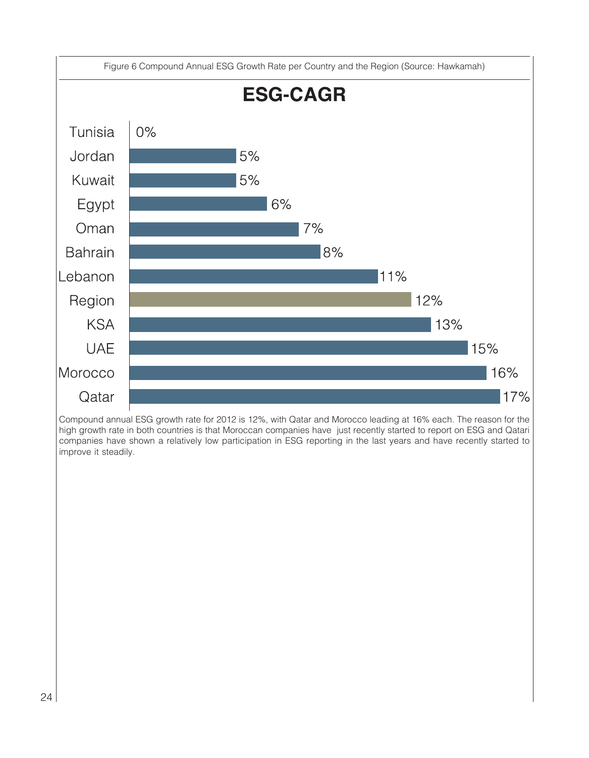Figure 6 Compound Annual ESG Growth Rate per Country and the Region (Source: Hawkamah)

## ESG-CAGR

| Country | ESG-CAGR |
|---|---|
| Tunisia | 0% |
| Jordan | 5% |
| Kuwait | 5% |
| Egypt | 6% |
| Oman | 7% |
| Bahrain | 8% |
| Lebanon | 11% |
| Region | 12% |
| KSA | 13% |
| UAE | 15% |
| Morocco | 16% |
| Qatar | 17% |

Compound annual ESG growth rate for 2012 is 12%, with Qatar and Morocco leading at 16% each. The reason for the high growth rate in both countries is that Moroccan companies have just recently started to report on ESG and Qatari companies have shown a relatively low participation in ESG reporting in the last years and have recently started to improve it steadily.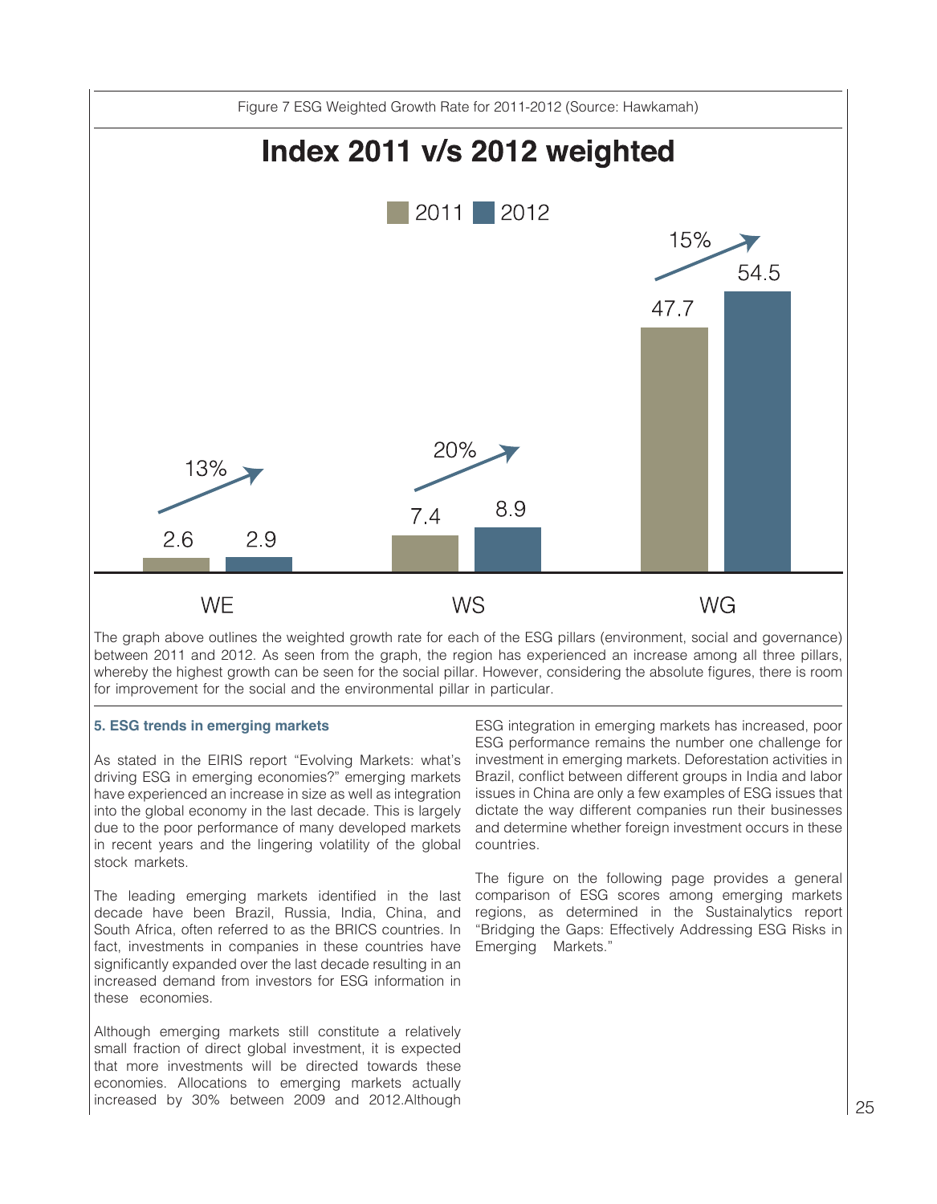Figure 7 ESG Weighted Growth Rate for 2011-2012 (Source: Hawkamah)

**Index 2011 v/s 2012 weighted**

| | 2011 | 2012 | Growth |
|---|---|---|---|
| WE | 2.6 | 2.9 | 13% |
| WS | 7.4 | 8.9 | 20% |
| WG | 47.7 | 54.5 | 15% |

The graph above outlines the weighted growth rate for each of the ESG pillars (environment, social and governance) between 2011 and 2012. As seen from the graph, the region has experienced an increase among all three pillars, whereby the highest growth can be seen for the social pillar. However, considering the absolute figures, there is room for improvement for the social and the environmental pillar in particular.

## 5. ESG trends in emerging markets

As stated in the EIRIS report "Evolving Markets: what's driving ESG in emerging economies?" emerging markets have experienced an increase in size as well as integration into the global economy in the last decade. This is largely due to the poor performance of many developed markets in recent years and the lingering volatility of the global stock markets.

The leading emerging markets identified in the last decade have been Brazil, Russia, India, China, and South Africa, often referred to as the BRICS countries. In fact, investments in companies in these countries have significantly expanded over the last decade resulting in an increased demand from investors for ESG information in these economies.

Although emerging markets still constitute a relatively small fraction of direct global investment, it is expected that more investments will be directed towards these economies. Allocations to emerging markets actually increased by 30% between 2009 and 2012.Although ESG integration in emerging markets has increased, poor ESG performance remains the number one challenge for investment in emerging markets. Deforestation activities in Brazil, conflict between different groups in India and labor issues in China are only a few examples of ESG issues that dictate the way different companies run their businesses and determine whether foreign investment occurs in these countries.

The figure on the following page provides a general comparison of ESG scores among emerging markets regions, as determined in the Sustainalytics report "Bridging the Gaps: Effectively Addressing ESG Risks in Emerging Markets."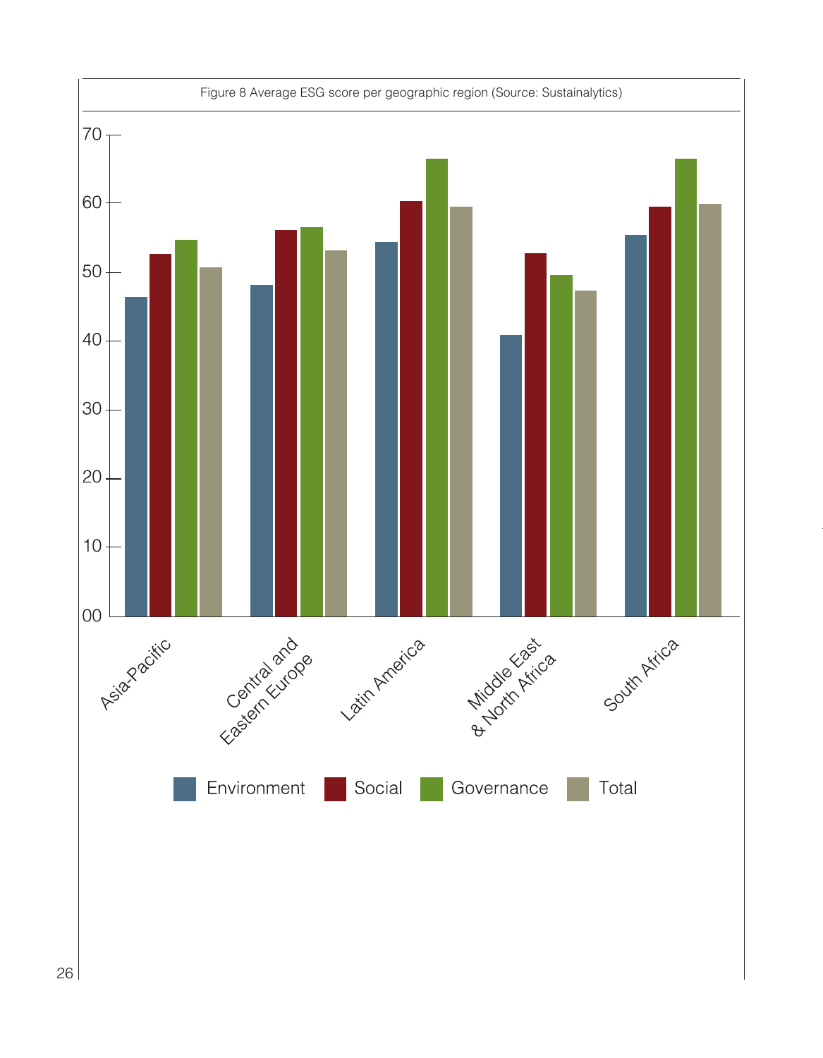Figure 8 Average ESG score per geographic region (Source: Sustainalytics)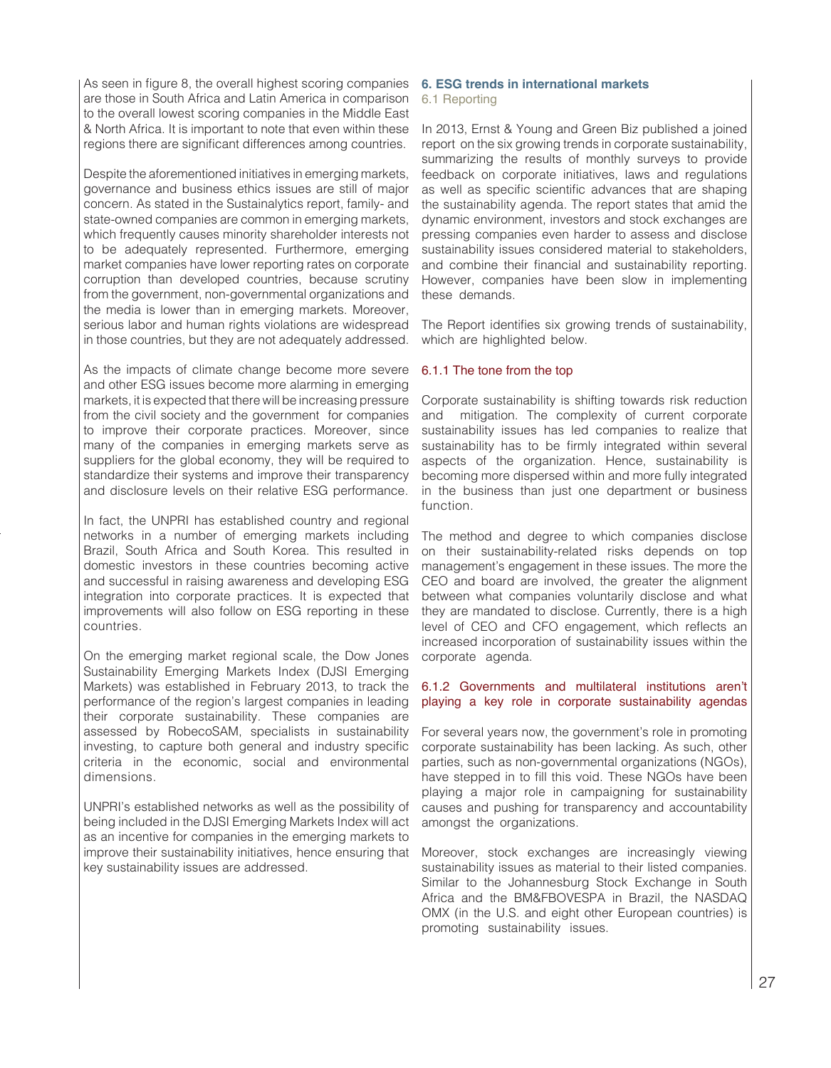As seen in figure 8, the overall highest scoring companies are those in South Africa and Latin America in comparison to the overall lowest scoring companies in the Middle East & North Africa. It is important to note that even within these regions there are significant differences among countries.

Despite the aforementioned initiatives in emerging markets, governance and business ethics issues are still of major concern. As stated in the Sustainalytics report, family- and state-owned companies are common in emerging markets, which frequently causes minority shareholder interests not to be adequately represented. Furthermore, emerging market companies have lower reporting rates on corporate corruption than developed countries, because scrutiny from the government, non-governmental organizations and the media is lower than in emerging markets. Moreover, serious labor and human rights violations are widespread in those countries, but they are not adequately addressed.

As the impacts of climate change become more severe and other ESG issues become more alarming in emerging markets, it is expected that there will be increasing pressure from the civil society and the government for companies to improve their corporate practices. Moreover, since many of the companies in emerging markets serve as suppliers for the global economy, they will be required to standardize their systems and improve their transparency and disclosure levels on their relative ESG performance.

In fact, the UNPRI has established country and regional networks in a number of emerging markets including Brazil, South Africa and South Korea. This resulted in domestic investors in these countries becoming active and successful in raising awareness and developing ESG integration into corporate practices. It is expected that improvements will also follow on ESG reporting in these countries.

On the emerging market regional scale, the Dow Jones Sustainability Emerging Markets Index (DJSI Emerging Markets) was established in February 2013, to track the performance of the region's largest companies in leading their corporate sustainability. These companies are assessed by RobecoSAM, specialists in sustainability investing, to capture both general and industry specific criteria in the economic, social and environmental dimensions.

UNPRI's established networks as well as the possibility of being included in the DJSI Emerging Markets Index will act as an incentive for companies in the emerging markets to improve their sustainability initiatives, hence ensuring that key sustainability issues are addressed.

## 6. ESG trends in international markets

### 6.1 Reporting

In 2013, Ernst & Young and Green Biz published a joined report on the six growing trends in corporate sustainability, summarizing the results of monthly surveys to provide feedback on corporate initiatives, laws and regulations as well as specific scientific advances that are shaping the sustainability agenda. The report states that amid the dynamic environment, investors and stock exchanges are pressing companies even harder to assess and disclose sustainability issues considered material to stakeholders, and combine their financial and sustainability reporting. However, companies have been slow in implementing these demands.

The Report identifies six growing trends of sustainability, which are highlighted below.

#### 6.1.1 The tone from the top

Corporate sustainability is shifting towards risk reduction and mitigation. The complexity of current corporate sustainability issues has led companies to realize that sustainability has to be firmly integrated within several aspects of the organization. Hence, sustainability is becoming more dispersed within and more fully integrated in the business than just one department or business function.

The method and degree to which companies disclose on their sustainability-related risks depends on top management's engagement in these issues. The more the CEO and board are involved, the greater the alignment between what companies voluntarily disclose and what they are mandated to disclose. Currently, there is a high level of CEO and CFO engagement, which reflects an increased incorporation of sustainability issues within the corporate agenda.

#### 6.1.2 Governments and multilateral institutions aren't playing a key role in corporate sustainability agendas

For several years now, the government's role in promoting corporate sustainability has been lacking. As such, other parties, such as non-governmental organizations (NGOs), have stepped in to fill this void. These NGOs have been playing a major role in campaigning for sustainability causes and pushing for transparency and accountability amongst the organizations.

Moreover, stock exchanges are increasingly viewing sustainability issues as material to their listed companies. Similar to the Johannesburg Stock Exchange in South Africa and the BM&FBOVESPA in Brazil, the NASDAQ OMX (in the U.S. and eight other European countries) is promoting sustainability issues.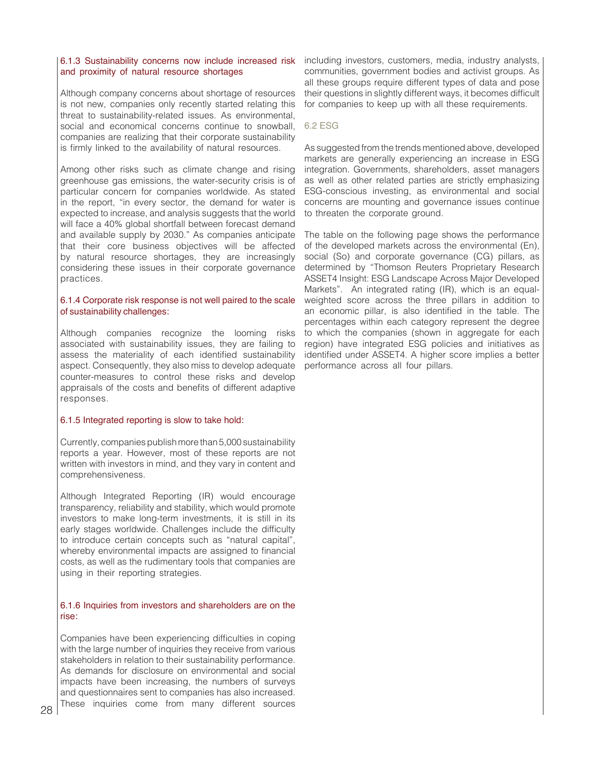### 6.1.3 Sustainability concerns now include increased risk and proximity of natural resource shortages

Although company concerns about shortage of resources is not new, companies only recently started relating this threat to sustainability-related issues. As environmental, social and economical concerns continue to snowball, companies are realizing that their corporate sustainability is firmly linked to the availability of natural resources.

Among other risks such as climate change and rising greenhouse gas emissions, the water-security crisis is of particular concern for companies worldwide. As stated in the report, "in every sector, the demand for water is expected to increase, and analysis suggests that the world will face a 40% global shortfall between forecast demand and available supply by 2030." As companies anticipate that their core business objectives will be affected by natural resource shortages, they are increasingly considering these issues in their corporate governance practices.

### 6.1.4 Corporate risk response is not well paired to the scale of sustainability challenges:

Although companies recognize the looming risks associated with sustainability issues, they are failing to assess the materiality of each identified sustainability aspect. Consequently, they also miss to develop adequate counter-measures to control these risks and develop appraisals of the costs and benefits of different adaptive responses.

### 6.1.5 Integrated reporting is slow to take hold:

Currently, companies publish more than 5,000 sustainability reports a year. However, most of these reports are not written with investors in mind, and they vary in content and comprehensiveness.

Although Integrated Reporting (IR) would encourage transparency, reliability and stability, which would promote investors to make long-term investments, it is still in its early stages worldwide. Challenges include the difficulty to introduce certain concepts such as "natural capital", whereby environmental impacts are assigned to financial costs, as well as the rudimentary tools that companies are using in their reporting strategies.

### 6.1.6 Inquiries from investors and shareholders are on the rise:

Companies have been experiencing difficulties in coping with the large number of inquiries they receive from various stakeholders in relation to their sustainability performance. As demands for disclosure on environmental and social impacts have been increasing, the numbers of surveys and questionnaires sent to companies has also increased. These inquiries come from many different sources including investors, customers, media, industry analysts, communities, government bodies and activist groups. As all these groups require different types of data and pose their questions in slightly different ways, it becomes difficult for companies to keep up with all these requirements.

## 6.2 ESG

As suggested from the trends mentioned above, developed markets are generally experiencing an increase in ESG integration. Governments, shareholders, asset managers as well as other related parties are strictly emphasizing ESG-conscious investing, as environmental and social concerns are mounting and governance issues continue to threaten the corporate ground.

The table on the following page shows the performance of the developed markets across the environmental (En), social (So) and corporate governance (CG) pillars, as determined by "Thomson Reuters Proprietary Research ASSET4 Insight: ESG Landscape Across Major Developed Markets". An integrated rating (IR), which is an equal-weighted score across the three pillars in addition to an economic pillar, is also identified in the table. The percentages within each category represent the degree to which the companies (shown in aggregate for each region) have integrated ESG policies and initiatives as identified under ASSET4. A higher score implies a better performance across all four pillars.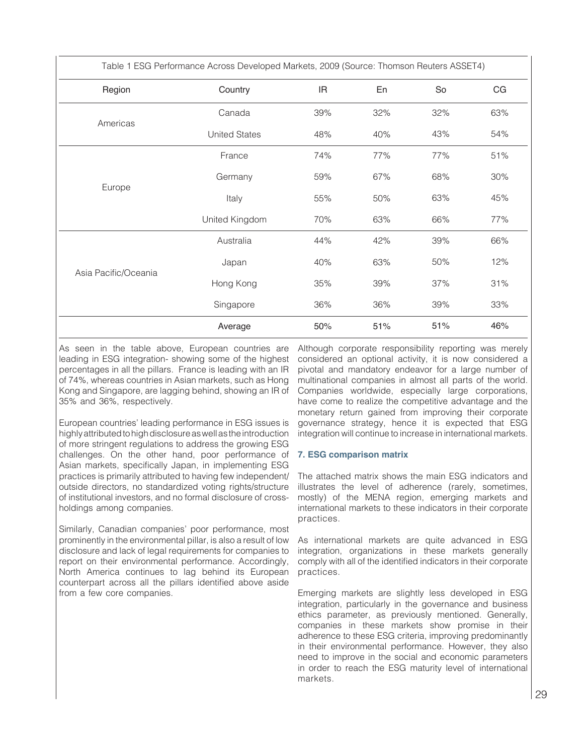Table 1 ESG Performance Across Developed Markets, 2009 (Source: Thomson Reuters ASSET4)

| Region | Country | IR | En | So | CG |
|---|---|---|---|---|---|
| Americas | Canada | 39% | 32% | 32% | 63% |
| | United States | 48% | 40% | 43% | 54% |
| Europe | France | 74% | 77% | 77% | 51% |
| | Germany | 59% | 67% | 68% | 30% |
| | Italy | 55% | 50% | 63% | 45% |
| | United Kingdom | 70% | 63% | 66% | 77% |
| Asia Pacific/Oceania | Australia | 44% | 42% | 39% | 66% |
| | Japan | 40% | 63% | 50% | 12% |
| | Hong Kong | 35% | 39% | 37% | 31% |
| | Singapore | 36% | 36% | 39% | 33% |
| | Average | 50% | 51% | 51% | 46% |

As seen in the table above, European countries are leading in ESG integration- showing some of the highest percentages in all the pillars. France is leading with an IR of 74%, whereas countries in Asian markets, such as Hong Kong and Singapore, are lagging behind, showing an IR of 35% and 36%, respectively.

European countries' leading performance in ESG issues is highly attributed to high disclosure as well as the introduction of more stringent regulations to address the growing ESG challenges. On the other hand, poor performance of Asian markets, specifically Japan, in implementing ESG practices is primarily attributed to having few independent/outside directors, no standardized voting rights/structure of institutional investors, and no formal disclosure of cross-holdings among companies.

Similarly, Canadian companies' poor performance, most prominently in the environmental pillar, is also a result of low disclosure and lack of legal requirements for companies to report on their environmental performance. Accordingly, North America continues to lag behind its European counterpart across all the pillars identified above aside from a few core companies.

Although corporate responsibility reporting was merely considered an optional activity, it is now considered a pivotal and mandatory endeavor for a large number of multinational companies in almost all parts of the world. Companies worldwide, especially large corporations, have come to realize the competitive advantage and the monetary return gained from improving their corporate governance strategy, hence it is expected that ESG integration will continue to increase in international markets.

### 7. ESG comparison matrix

The attached matrix shows the main ESG indicators and illustrates the level of adherence (rarely, sometimes, mostly) of the MENA region, emerging markets and international markets to these indicators in their corporate practices.

As international markets are quite advanced in ESG integration, organizations in these markets generally comply with all of the identified indicators in their corporate practices.

Emerging markets are slightly less developed in ESG integration, particularly in the governance and business ethics parameter, as previously mentioned. Generally, companies in these markets show promise in their adherence to these ESG criteria, improving predominantly in their environmental performance. However, they also need to improve in the social and economic parameters in order to reach the ESG maturity level of international markets.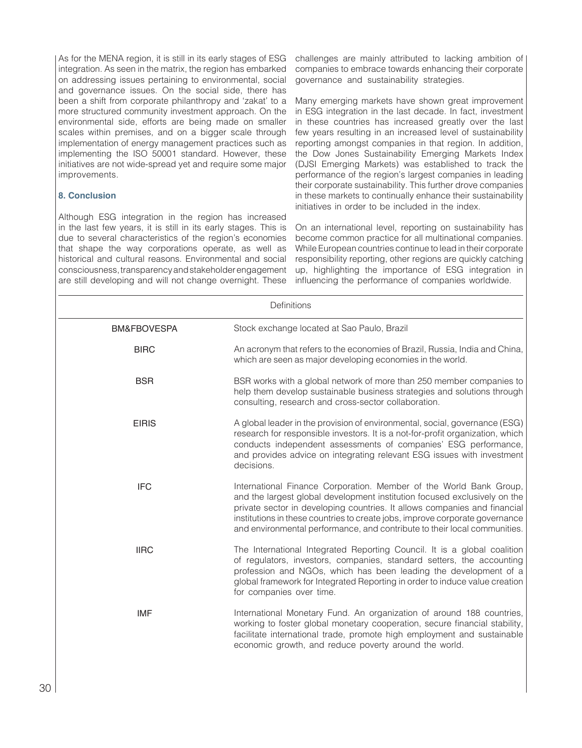As for the MENA region, it is still in its early stages of ESG integration. As seen in the matrix, the region has embarked on addressing issues pertaining to environmental, social and governance issues. On the social side, there has been a shift from corporate philanthropy and 'zakat' to a more structured community investment approach. On the environmental side, efforts are being made on smaller scales within premises, and on a bigger scale through implementation of energy management practices such as implementing the ISO 50001 standard. However, these initiatives are not wide-spread yet and require some major improvements.

## 8. Conclusion

Although ESG integration in the region has increased in the last few years, it is still in its early stages. This is due to several characteristics of the region's economies that shape the way corporations operate, as well as historical and cultural reasons. Environmental and social consciousness, transparency and stakeholder engagement are still developing and will not change overnight. These challenges are mainly attributed to lacking ambition of companies to embrace towards enhancing their corporate governance and sustainability strategies.

Many emerging markets have shown great improvement in ESG integration in the last decade. In fact, investment in these countries has increased greatly over the last few years resulting in an increased level of sustainability reporting amongst companies in that region. In addition, the Dow Jones Sustainability Emerging Markets Index (DJSI Emerging Markets) was established to track the performance of the region's largest companies in leading their corporate sustainability. This further drove companies in these markets to continually enhance their sustainability initiatives in order to be included in the index.

On an international level, reporting on sustainability has become common practice for all multinational companies. While European countries continue to lead in their corporate responsibility reporting, other regions are quickly catching up, highlighting the importance of ESG integration in influencing the performance of companies worldwide.

| Definitions | |
|---|---|
| BM&FBOVESPA | Stock exchange located at Sao Paulo, Brazil |
| BIRC | An acronym that refers to the economies of Brazil, Russia, India and China, which are seen as major developing economies in the world. |
| BSR | BSR works with a global network of more than 250 member companies to help them develop sustainable business strategies and solutions through consulting, research and cross-sector collaboration. |
| EIRIS | A global leader in the provision of environmental, social, governance (ESG) research for responsible investors. It is a not-for-profit organization, which conducts independent assessments of companies' ESG performance, and provides advice on integrating relevant ESG issues with investment decisions. |
| IFC | International Finance Corporation. Member of the World Bank Group, and the largest global development institution focused exclusively on the private sector in developing countries. It allows companies and financial institutions in these countries to create jobs, improve corporate governance and environmental performance, and contribute to their local communities. |
| IIRC | The International Integrated Reporting Council. It is a global coalition of regulators, investors, companies, standard setters, the accounting profession and NGOs, which has been leading the development of a global framework for Integrated Reporting in order to induce value creation for companies over time. |
| IMF | International Monetary Fund. An organization of around 188 countries, working to foster global monetary cooperation, secure financial stability, facilitate international trade, promote high employment and sustainable economic growth, and reduce poverty around the world. |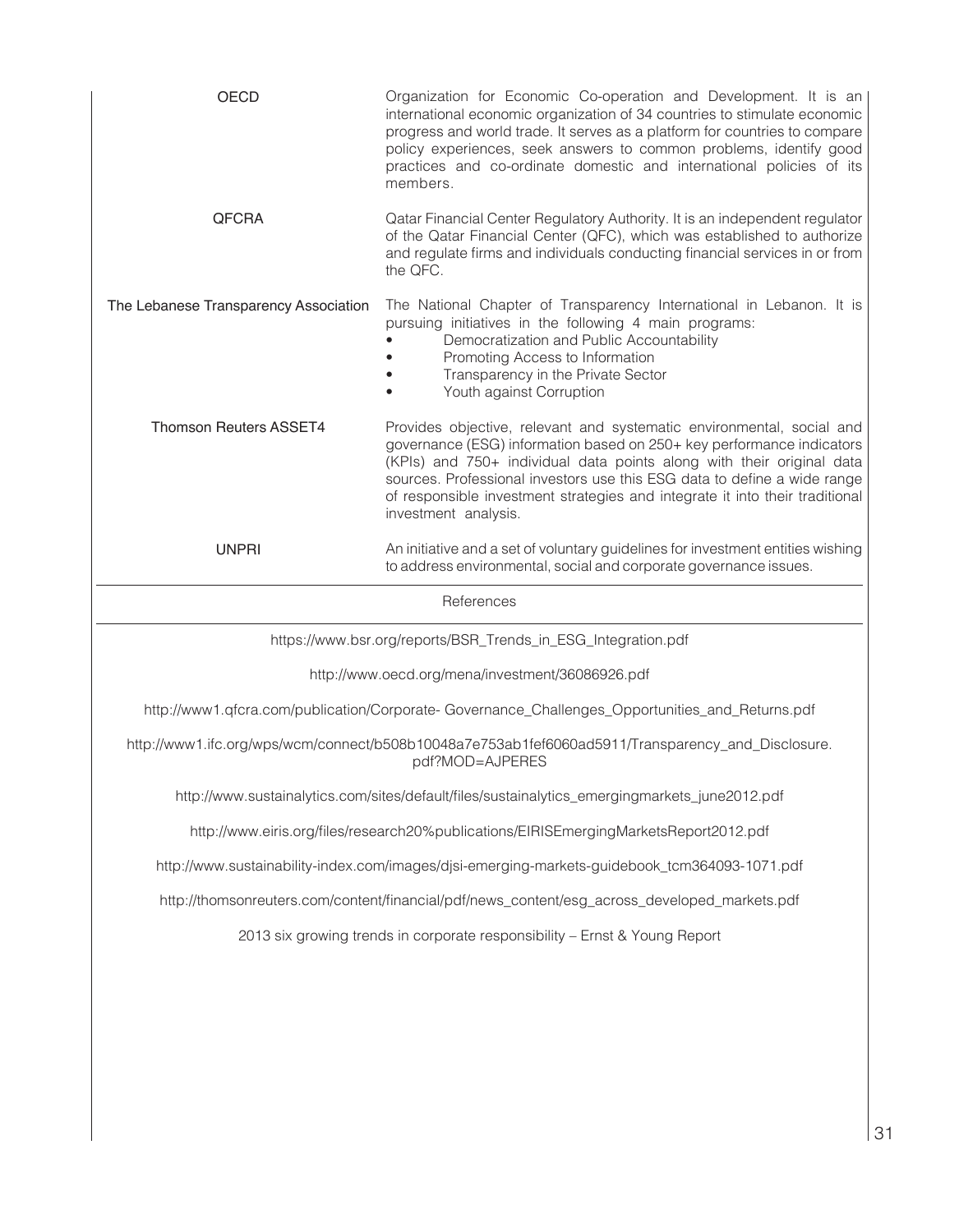| | |
|---|---|
| OECD | Organization for Economic Co-operation and Development. It is an international economic organization of 34 countries to stimulate economic progress and world trade. It serves as a platform for countries to compare policy experiences, seek answers to common problems, identify good practices and co-ordinate domestic and international policies of its members. |
| QFCRA | Qatar Financial Center Regulatory Authority. It is an independent regulator of the Qatar Financial Center (QFC), which was established to authorize and regulate firms and individuals conducting financial services in or from the QFC. |
| The Lebanese Transparency Association | The National Chapter of Transparency International in Lebanon. It is pursuing initiatives in the following 4 main programs: • Democratization and Public Accountability • Promoting Access to Information • Transparency in the Private Sector • Youth against Corruption |
| Thomson Reuters ASSET4 | Provides objective, relevant and systematic environmental, social and governance (ESG) information based on 250+ key performance indicators (KPIs) and 750+ individual data points along with their original data sources. Professional investors use this ESG data to define a wide range of responsible investment strategies and integrate it into their traditional investment analysis. |
| UNPRI | An initiative and a set of voluntary guidelines for investment entities wishing to address environmental, social and corporate governance issues. |

## References

https://www.bsr.org/reports/BSR_Trends_in_ESG_Integration.pdf

http://www.oecd.org/mena/investment/36086926.pdf

http://www1.qfcra.com/publication/Corporate- Governance_Challenges_Opportunities_and_Returns.pdf

http://www1.ifc.org/wps/wcm/connect/b508b10048a7e753ab1fef6060ad5911/Transparency_and_Disclosure.pdf?MOD=AJPERES

http://www.sustainalytics.com/sites/default/files/sustainalytics_emergingmarkets_june2012.pdf

http://www.eiris.org/files/research20%publications/EIRISEmergingMarketsReport2012.pdf

http://www.sustainability-index.com/images/djsi-emerging-markets-guidebook_tcm364093-1071.pdf

http://thomsonreuters.com/content/financial/pdf/news_content/esg_across_developed_markets.pdf

2013 six growing trends in corporate responsibility – Ernst & Young Report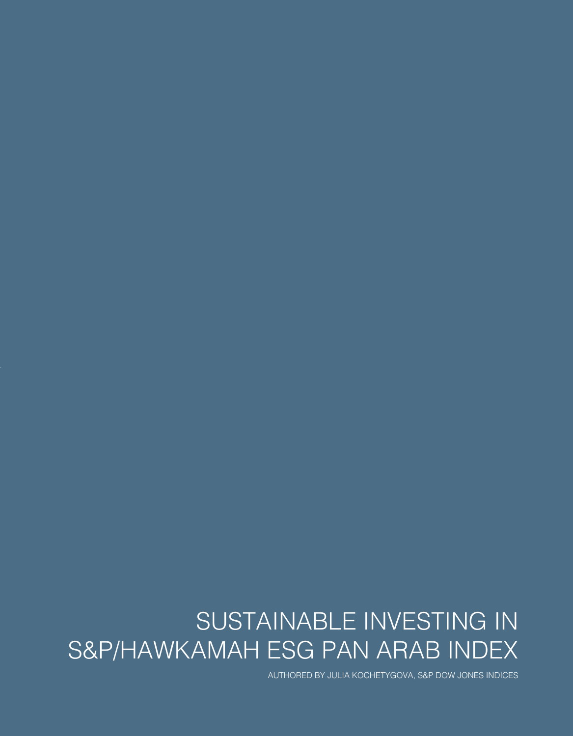# SUSTAINABLE INVESTING IN S&P/HAWKAMAH ESG PAN ARAB INDEX

AUTHORED BY JULIA KOCHETYGOVA, S&P DOW JONES INDICES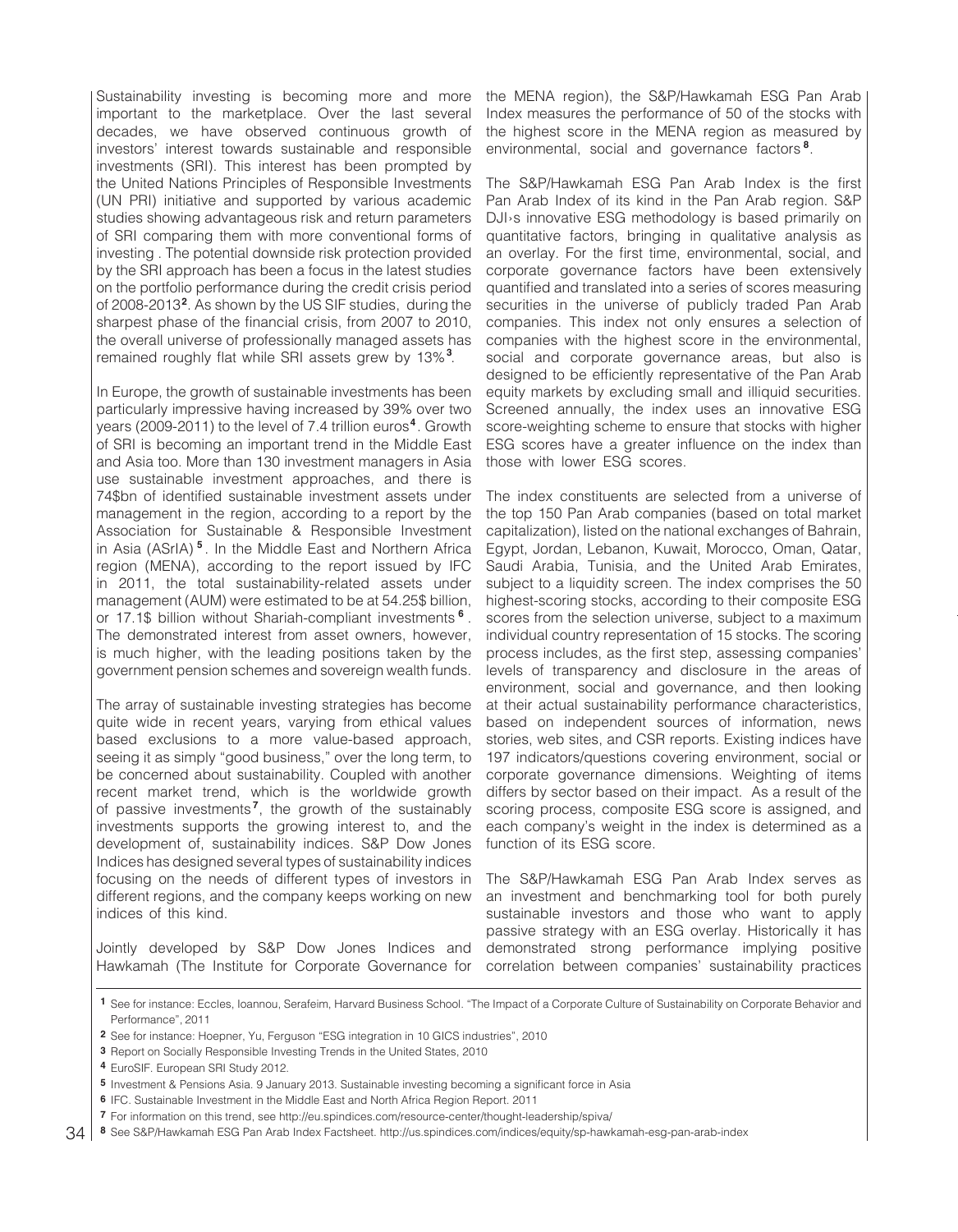Sustainability investing is becoming more and more important to the marketplace. Over the last several decades, we have observed continuous growth of investors' interest towards sustainable and responsible investments (SRI). This interest has been prompted by the United Nations Principles of Responsible Investments (UN PRI) initiative and supported by various academic studies showing advantageous risk and return parameters of SRI comparing them with more conventional forms of investing . The potential downside risk protection provided by the SRI approach has been a focus in the latest studies on the portfolio performance during the credit crisis period of 2008-2013[2]. As shown by the US SIF studies, during the sharpest phase of the financial crisis, from 2007 to 2010, the overall universe of professionally managed assets has remained roughly flat while SRI assets grew by 13%[3].

In Europe, the growth of sustainable investments has been particularly impressive having increased by 39% over two years (2009-2011) to the level of 7.4 trillion euros[4]. Growth of SRI is becoming an important trend in the Middle East and Asia too. More than 130 investment managers in Asia use sustainable investment approaches, and there is 74$bn of identified sustainable investment assets under management in the region, according to a report by the Association for Sustainable & Responsible Investment in Asia (ASrIA)[5]. In the Middle East and Northern Africa region (MENA), according to the report issued by IFC in 2011, the total sustainability-related assets under management (AUM) were estimated to be at 54.25$ billion, or 17.1$ billion without Shariah-compliant investments[6]. The demonstrated interest from asset owners, however, is much higher, with the leading positions taken by the government pension schemes and sovereign wealth funds.

The array of sustainable investing strategies has become quite wide in recent years, varying from ethical values based exclusions to a more value-based approach, seeing it as simply "good business," over the long term, to be concerned about sustainability. Coupled with another recent market trend, which is the worldwide growth of passive investments[7], the growth of the sustainably investments supports the growing interest to, and the development of, sustainability indices. S&P Dow Jones Indices has designed several types of sustainability indices focusing on the needs of different types of investors in different regions, and the company keeps working on new indices of this kind.

Jointly developed by S&P Dow Jones Indices and Hawkamah (The Institute for Corporate Governance for the MENA region), the S&P/Hawkamah ESG Pan Arab Index measures the performance of 50 of the stocks with the highest score in the MENA region as measured by environmental, social and governance factors[8].

The S&P/Hawkamah ESG Pan Arab Index is the first Pan Arab Index of its kind in the Pan Arab region. S&P DJI›s innovative ESG methodology is based primarily on quantitative factors, bringing in qualitative analysis as an overlay. For the first time, environmental, social, and corporate governance factors have been extensively quantified and translated into a series of scores measuring securities in the universe of publicly traded Pan Arab companies. This index not only ensures a selection of companies with the highest score in the environmental, social and corporate governance areas, but also is designed to be efficiently representative of the Pan Arab equity markets by excluding small and illiquid securities. Screened annually, the index uses an innovative ESG score-weighting scheme to ensure that stocks with higher ESG scores have a greater influence on the index than those with lower ESG scores.

The index constituents are selected from a universe of the top 150 Pan Arab companies (based on total market capitalization), listed on the national exchanges of Bahrain, Egypt, Jordan, Lebanon, Kuwait, Morocco, Oman, Qatar, Saudi Arabia, Tunisia, and the United Arab Emirates, subject to a liquidity screen. The index comprises the 50 highest-scoring stocks, according to their composite ESG scores from the selection universe, subject to a maximum individual country representation of 15 stocks. The scoring process includes, as the first step, assessing companies' levels of transparency and disclosure in the areas of environment, social and governance, and then looking at their actual sustainability performance characteristics, based on independent sources of information, news stories, web sites, and CSR reports. Existing indices have 197 indicators/questions covering environment, social or corporate governance dimensions. Weighting of items differs by sector based on their impact. As a result of the scoring process, composite ESG score is assigned, and each company's weight in the index is determined as a function of its ESG score.

The S&P/Hawkamah ESG Pan Arab Index serves as an investment and benchmarking tool for both purely sustainable investors and those who want to apply passive strategy with an ESG overlay. Historically it has demonstrated strong performance implying positive correlation between companies' sustainability practices

---

[1] See for instance: Eccles, Ioannou, Serafeim, Harvard Business School. "The Impact of a Corporate Culture of Sustainability on Corporate Behavior and Performance", 2011

[2] See for instance: Hoepner, Yu, Ferguson "ESG integration in 10 GICS industries", 2010

[3] Report on Socially Responsible Investing Trends in the United States, 2010

[4] EuroSIF. European SRI Study 2012.

[5] Investment & Pensions Asia. 9 January 2013. Sustainable investing becoming a significant force in Asia

[6] IFC. Sustainable Investment in the Middle East and North Africa Region Report. 2011

[7] For information on this trend, see http://eu.spindices.com/resource-center/thought-leadership/spiva/

[8] See S&P/Hawkamah ESG Pan Arab Index Factsheet. http://us.spindices.com/indices/equity/sp-hawkamah-esg-pan-arab-index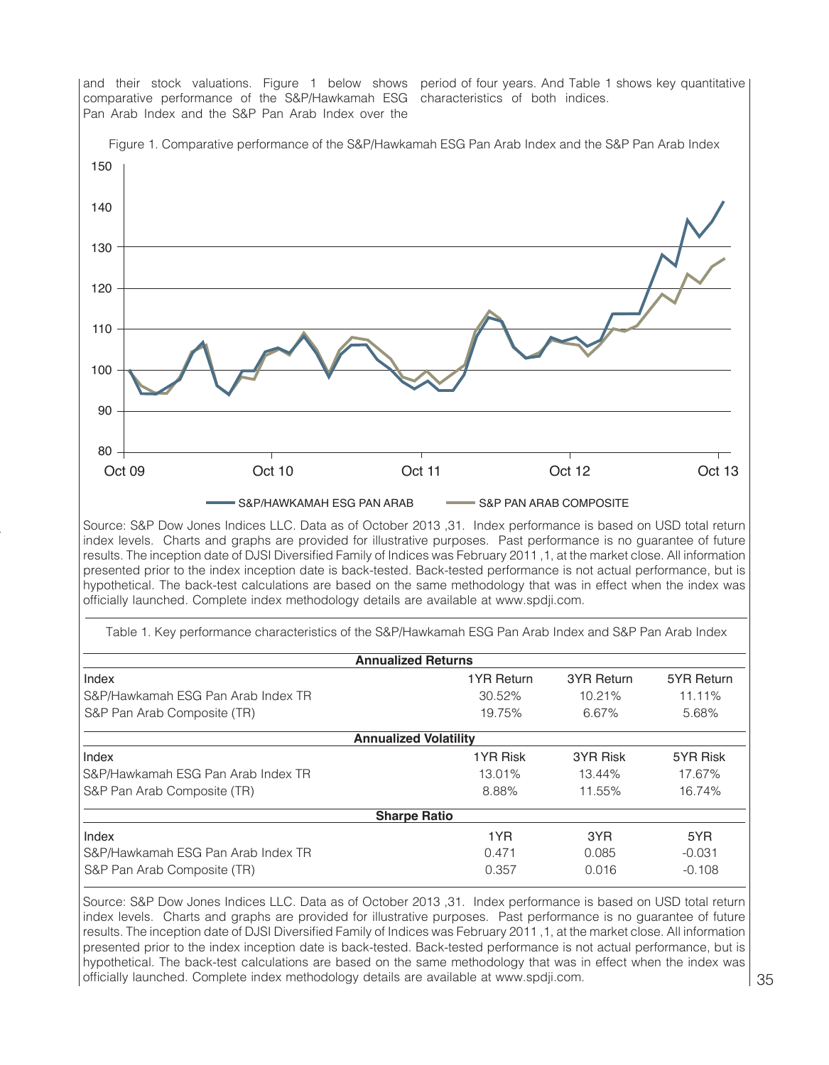and their stock valuations. Figure 1 below shows comparative performance of the S&P/Hawkamah ESG Pan Arab Index and the S&P Pan Arab Index over the period of four years. And Table 1 shows key quantitative characteristics of both indices.

Figure 1. Comparative performance of the S&P/Hawkamah ESG Pan Arab Index and the S&P Pan Arab Index

Source: S&P Dow Jones Indices LLC. Data as of October 2013 ,31. Index performance is based on USD total return index levels. Charts and graphs are provided for illustrative purposes. Past performance is no guarantee of future results. The inception date of DJSI Diversified Family of Indices was February 2011 ,1, at the market close. All information presented prior to the index inception date is back-tested. Back-tested performance is not actual performance, but is hypothetical. The back-test calculations are based on the same methodology that was in effect when the index was officially launched. Complete index methodology details are available at www.spdji.com.

Table 1. Key performance characteristics of the S&P/Hawkamah ESG Pan Arab Index and S&P Pan Arab Index

| **Annualized Returns** | | | |
|---|---|---|---|
| Index | 1YR Return | 3YR Return | 5YR Return |
| S&P/Hawkamah ESG Pan Arab Index TR | 30.52% | 10.21% | 11.11% |
| S&P Pan Arab Composite (TR) | 19.75% | 6.67% | 5.68% |
| **Annualized Volatility** | | | |
| Index | 1YR Risk | 3YR Risk | 5YR Risk |
| S&P/Hawkamah ESG Pan Arab Index TR | 13.01% | 13.44% | 17.67% |
| S&P Pan Arab Composite (TR) | 8.88% | 11.55% | 16.74% |
| **Sharpe Ratio** | | | |
| Index | 1YR | 3YR | 5YR |
| S&P/Hawkamah ESG Pan Arab Index TR | 0.471 | 0.085 | -0.031 |
| S&P Pan Arab Composite (TR) | 0.357 | 0.016 | -0.108 |

Source: S&P Dow Jones Indices LLC. Data as of October 2013 ,31. Index performance is based on USD total return index levels. Charts and graphs are provided for illustrative purposes. Past performance is no guarantee of future results. The inception date of DJSI Diversified Family of Indices was February 2011 ,1, at the market close. All information presented prior to the index inception date is back-tested. Back-tested performance is not actual performance, but is hypothetical. The back-test calculations are based on the same methodology that was in effect when the index was officially launched. Complete index methodology details are available at www.spdji.com.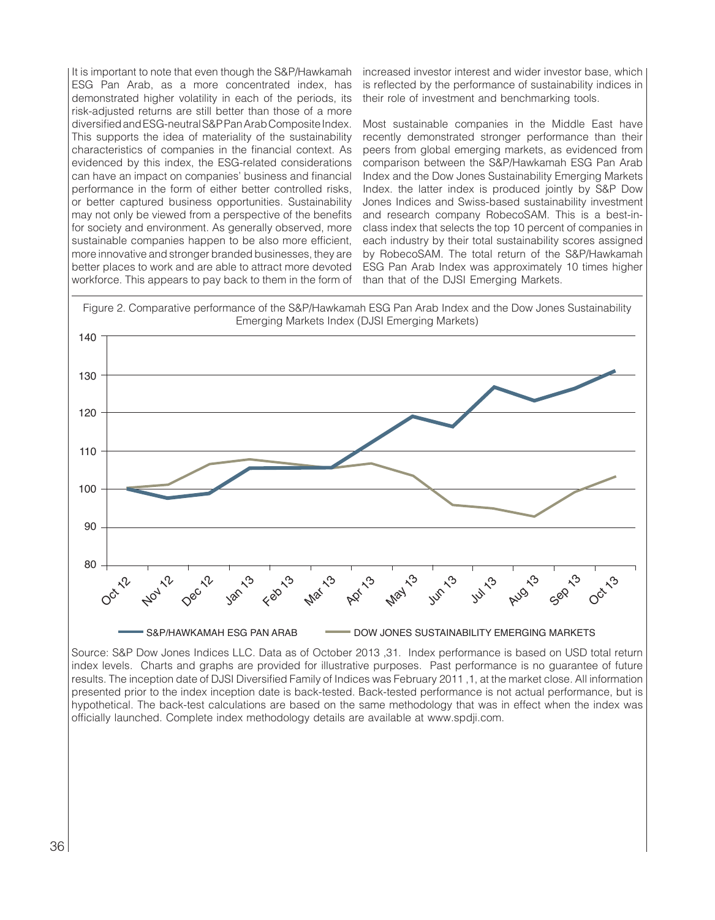It is important to note that even though the S&P/Hawkamah ESG Pan Arab, as a more concentrated index, has demonstrated higher volatility in each of the periods, its risk-adjusted returns are still better than those of a more diversified and ESG-neutral S&P Pan Arab Composite Index. This supports the idea of materiality of the sustainability characteristics of companies in the financial context. As evidenced by this index, the ESG-related considerations can have an impact on companies' business and financial performance in the form of either better controlled risks, or better captured business opportunities. Sustainability may not only be viewed from a perspective of the benefits for society and environment. As generally observed, more sustainable companies happen to be also more efficient, more innovative and stronger branded businesses, they are better places to work and are able to attract more devoted workforce. This appears to pay back to them in the form of increased investor interest and wider investor base, which is reflected by the performance of sustainability indices in their role of investment and benchmarking tools.

Most sustainable companies in the Middle East have recently demonstrated stronger performance than their peers from global emerging markets, as evidenced from comparison between the S&P/Hawkamah ESG Pan Arab Index and the Dow Jones Sustainability Emerging Markets Index. the latter index is produced jointly by S&P Dow Jones Indices and Swiss-based sustainability investment and research company RobecoSAM. This is a best-in-class index that selects the top 10 percent of companies in each industry by their total sustainability scores assigned by RobecoSAM. The total return of the S&P/Hawkamah ESG Pan Arab Index was approximately 10 times higher than that of the DJSI Emerging Markets.

Figure 2. Comparative performance of the S&P/Hawkamah ESG Pan Arab Index and the Dow Jones Sustainability Emerging Markets Index (DJSI Emerging Markets)

Source: S&P Dow Jones Indices LLC. Data as of October 2013 ,31. Index performance is based on USD total return index levels. Charts and graphs are provided for illustrative purposes. Past performance is no guarantee of future results. The inception date of DJSI Diversified Family of Indices was February 2011 ,1, at the market close. All information presented prior to the index inception date is back-tested. Back-tested performance is not actual performance, but is hypothetical. The back-test calculations are based on the same methodology that was in effect when the index was officially launched. Complete index methodology details are available at www.spdji.com.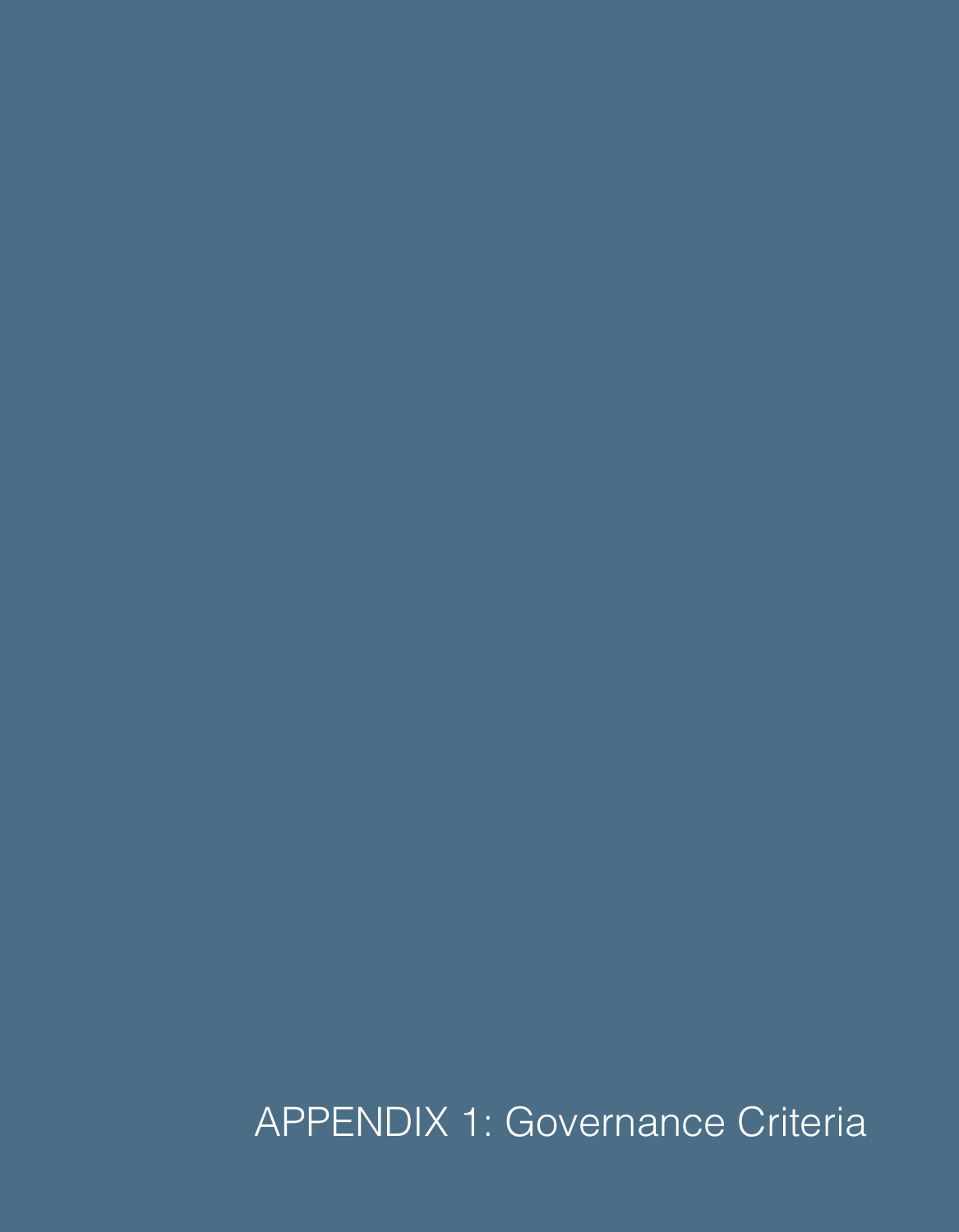# APPENDIX 1: Governance Criteria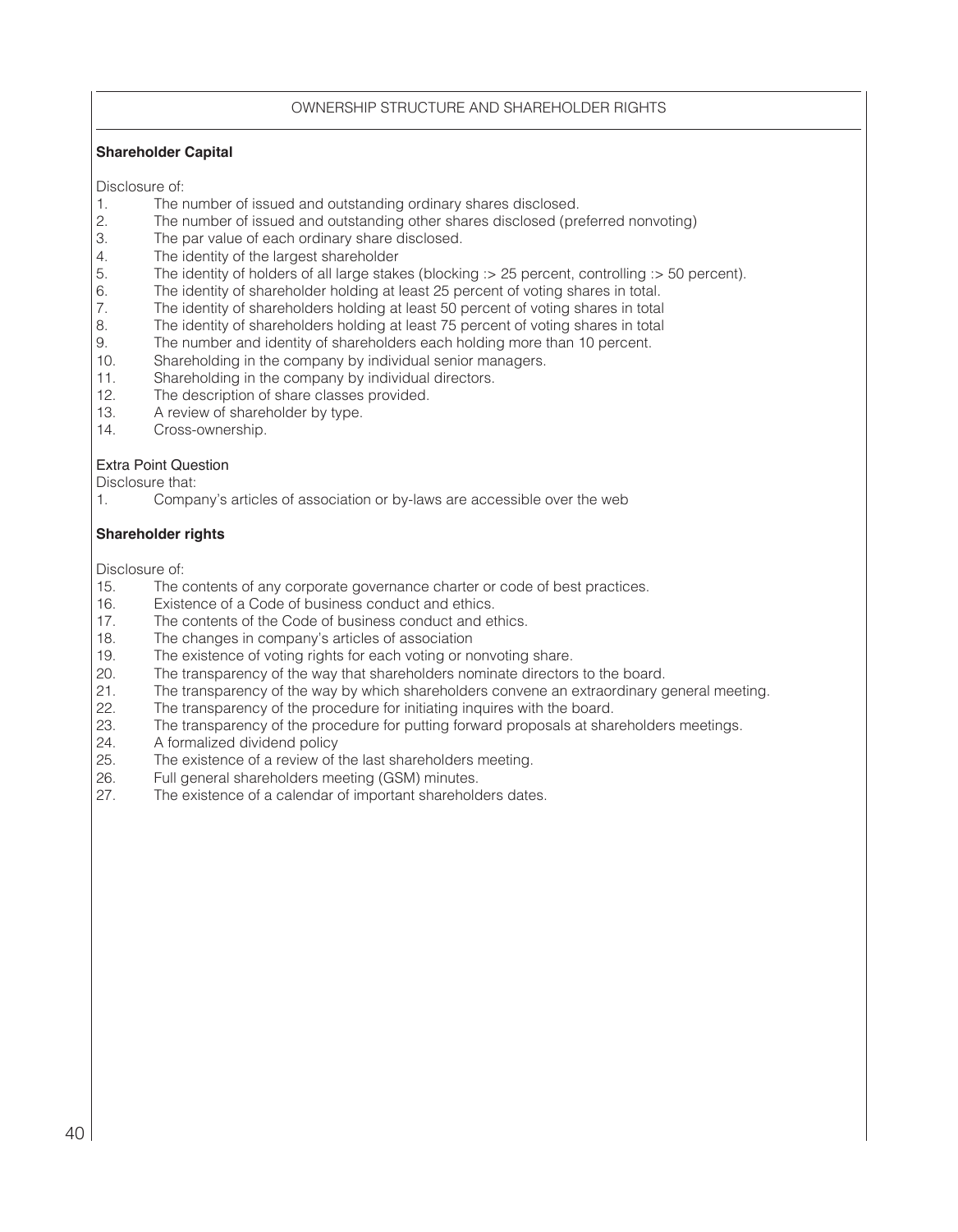## OWNERSHIP STRUCTURE AND SHAREHOLDER RIGHTS

**Shareholder Capital**

Disclosure of:

1. The number of issued and outstanding ordinary shares disclosed.
2. The number of issued and outstanding other shares disclosed (preferred nonvoting)
3. The par value of each ordinary share disclosed.
4. The identity of the largest shareholder
5. The identity of holders of all large stakes (blocking :> 25 percent, controlling :> 50 percent).
6. The identity of shareholder holding at least 25 percent of voting shares in total.
7. The identity of shareholders holding at least 50 percent of voting shares in total
8. The identity of shareholders holding at least 75 percent of voting shares in total
9. The number and identity of shareholders each holding more than 10 percent.
10. Shareholding in the company by individual senior managers.
11. Shareholding in the company by individual directors.
12. The description of share classes provided.
13. A review of shareholder by type.
14. Cross-ownership.

Extra Point Question

Disclosure that:

1. Company's articles of association or by-laws are accessible over the web

**Shareholder rights**

Disclosure of:

15. The contents of any corporate governance charter or code of best practices.
16. Existence of a Code of business conduct and ethics.
17. The contents of the Code of business conduct and ethics.
18. The changes in company's articles of association
19. The existence of voting rights for each voting or nonvoting share.
20. The transparency of the way that shareholders nominate directors to the board.
21. The transparency of the way by which shareholders convene an extraordinary general meeting.
22. The transparency of the procedure for initiating inquires with the board.
23. The transparency of the procedure for putting forward proposals at shareholders meetings.
24. A formalized dividend policy
25. The existence of a review of the last shareholders meeting.
26. Full general shareholders meeting (GSM) minutes.
27. The existence of a calendar of important shareholders dates.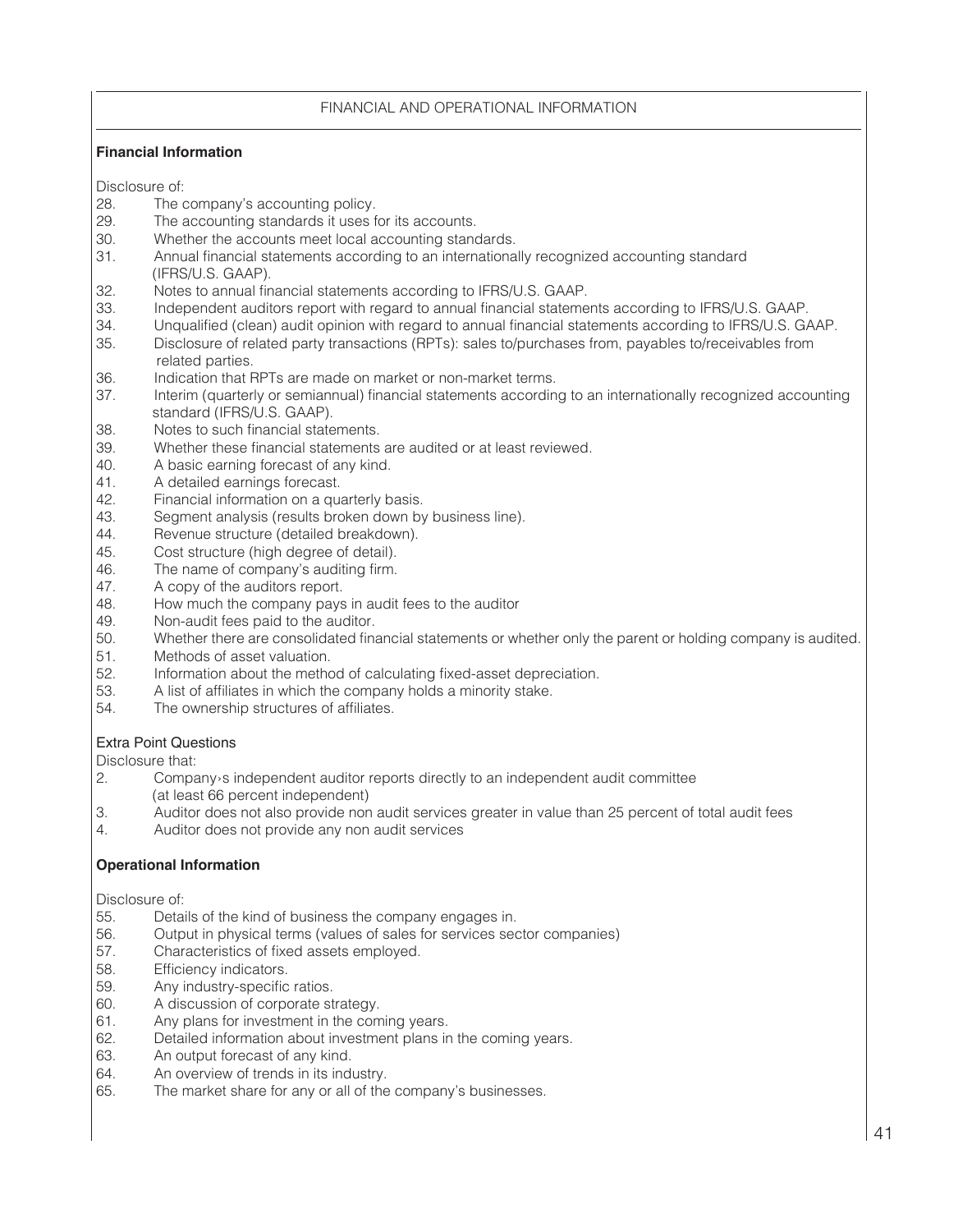## FINANCIAL AND OPERATIONAL INFORMATION

### Financial Information

Disclosure of:

28. The company's accounting policy.
29. The accounting standards it uses for its accounts.
30. Whether the accounts meet local accounting standards.
31. Annual financial statements according to an internationally recognized accounting standard (IFRS/U.S. GAAP).
32. Notes to annual financial statements according to IFRS/U.S. GAAP.
33. Independent auditors report with regard to annual financial statements according to IFRS/U.S. GAAP.
34. Unqualified (clean) audit opinion with regard to annual financial statements according to IFRS/U.S. GAAP.
35. Disclosure of related party transactions (RPTs): sales to/purchases from, payables to/receivables from related parties.
36. Indication that RPTs are made on market or non-market terms.
37. Interim (quarterly or semiannual) financial statements according to an internationally recognized accounting standard (IFRS/U.S. GAAP).
38. Notes to such financial statements.
39. Whether these financial statements are audited or at least reviewed.
40. A basic earning forecast of any kind.
41. A detailed earnings forecast.
42. Financial information on a quarterly basis.
43. Segment analysis (results broken down by business line).
44. Revenue structure (detailed breakdown).
45. Cost structure (high degree of detail).
46. The name of company's auditing firm.
47. A copy of the auditors report.
48. How much the company pays in audit fees to the auditor
49. Non-audit fees paid to the auditor.
50. Whether there are consolidated financial statements or whether only the parent or holding company is audited.
51. Methods of asset valuation.
52. Information about the method of calculating fixed-asset depreciation.
53. A list of affiliates in which the company holds a minority stake.
54. The ownership structures of affiliates.

Extra Point Questions

Disclosure that:

2. Company›s independent auditor reports directly to an independent audit committee (at least 66 percent independent)
3. Auditor does not also provide non audit services greater in value than 25 percent of total audit fees
4. Auditor does not provide any non audit services

### Operational Information

Disclosure of:

55. Details of the kind of business the company engages in.
56. Output in physical terms (values of sales for services sector companies)
57. Characteristics of fixed assets employed.
58. Efficiency indicators.
59. Any industry-specific ratios.
60. A discussion of corporate strategy.
61. Any plans for investment in the coming years.
62. Detailed information about investment plans in the coming years.
63. An output forecast of any kind.
64. An overview of trends in its industry.
65. The market share for any or all of the company's businesses.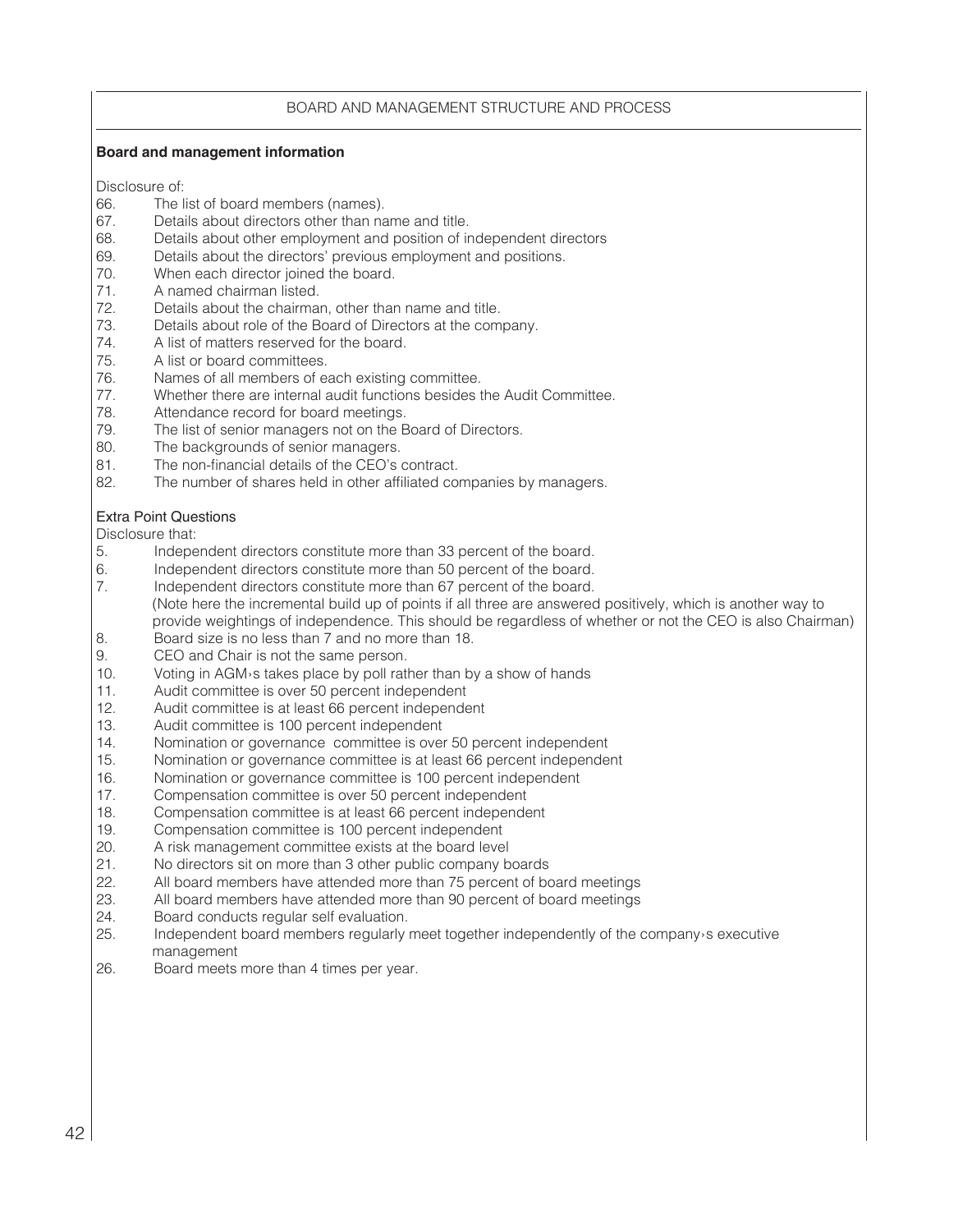## BOARD AND MANAGEMENT STRUCTURE AND PROCESS

**Board and management information**

Disclosure of:

66. The list of board members (names).
67. Details about directors other than name and title.
68. Details about other employment and position of independent directors
69. Details about the directors' previous employment and positions.
70. When each director joined the board.
71. A named chairman listed.
72. Details about the chairman, other than name and title.
73. Details about role of the Board of Directors at the company.
74. A list of matters reserved for the board.
75. A list or board committees.
76. Names of all members of each existing committee.
77. Whether there are internal audit functions besides the Audit Committee.
78. Attendance record for board meetings.
79. The list of senior managers not on the Board of Directors.
80. The backgrounds of senior managers.
81. The non-financial details of the CEO's contract.
82. The number of shares held in other affiliated companies by managers.

Extra Point Questions

Disclosure that:

5. Independent directors constitute more than 33 percent of the board.
6. Independent directors constitute more than 50 percent of the board.
7. Independent directors constitute more than 67 percent of the board.
   (Note here the incremental build up of points if all three are answered positively, which is another way to provide weightings of independence. This should be regardless of whether or not the CEO is also Chairman)
8. Board size is no less than 7 and no more than 18.
9. CEO and Chair is not the same person.
10. Voting in AGM›s takes place by poll rather than by a show of hands
11. Audit committee is over 50 percent independent
12. Audit committee is at least 66 percent independent
13. Audit committee is 100 percent independent
14. Nomination or governance committee is over 50 percent independent
15. Nomination or governance committee is at least 66 percent independent
16. Nomination or governance committee is 100 percent independent
17. Compensation committee is over 50 percent independent
18. Compensation committee is at least 66 percent independent
19. Compensation committee is 100 percent independent
20. A risk management committee exists at the board level
21. No directors sit on more than 3 other public company boards
22. All board members have attended more than 75 percent of board meetings
23. All board members have attended more than 90 percent of board meetings
24. Board conducts regular self evaluation.
25. Independent board members regularly meet together independently of the company›s executive management
26. Board meets more than 4 times per year.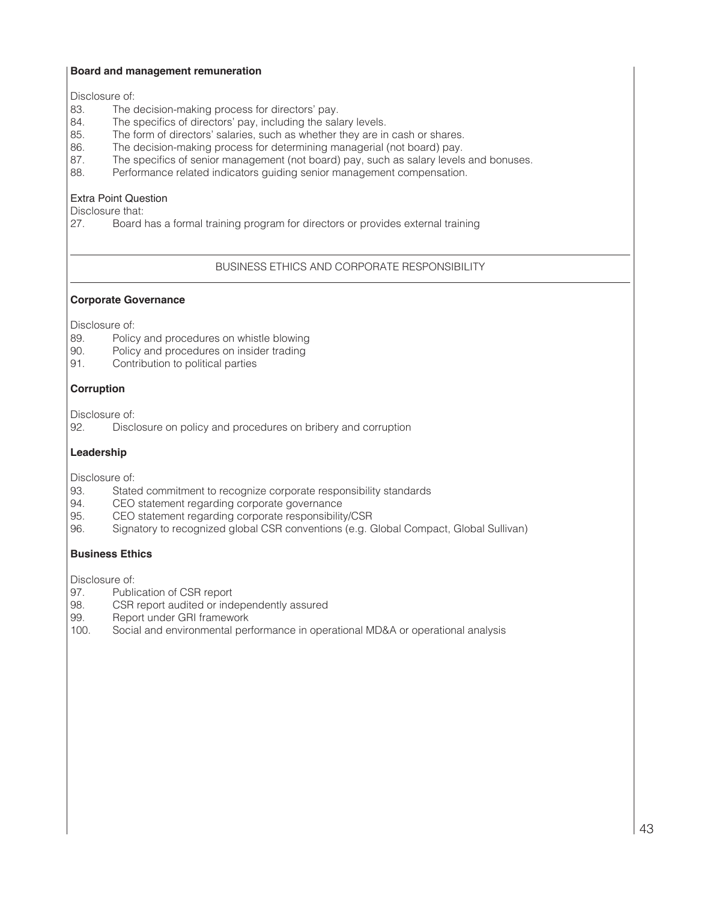**Board and management remuneration**

Disclosure of:

83. The decision-making process for directors' pay.
84. The specifics of directors' pay, including the salary levels.
85. The form of directors' salaries, such as whether they are in cash or shares.
86. The decision-making process for determining managerial (not board) pay.
87. The specifics of senior management (not board) pay, such as salary levels and bonuses.
88. Performance related indicators guiding senior management compensation.

Extra Point Question

Disclosure that:

27. Board has a formal training program for directors or provides external training

## BUSINESS ETHICS AND CORPORATE RESPONSIBILITY

**Corporate Governance**

Disclosure of:

89. Policy and procedures on whistle blowing
90. Policy and procedures on insider trading
91. Contribution to political parties

**Corruption**

Disclosure of:

92. Disclosure on policy and procedures on bribery and corruption

**Leadership**

Disclosure of:

93. Stated commitment to recognize corporate responsibility standards
94. CEO statement regarding corporate governance
95. CEO statement regarding corporate responsibility/CSR
96. Signatory to recognized global CSR conventions (e.g. Global Compact, Global Sullivan)

**Business Ethics**

Disclosure of:

97. Publication of CSR report
98. CSR report audited or independently assured
99. Report under GRI framework
100. Social and environmental performance in operational MD&A or operational analysis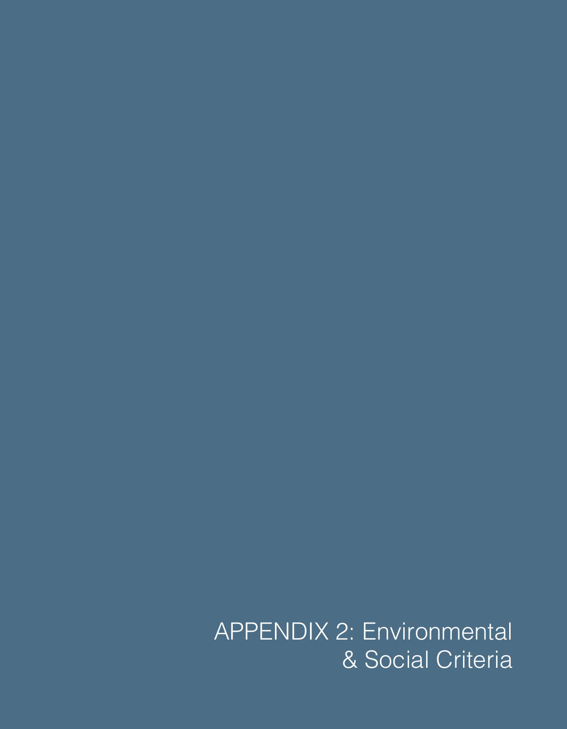# APPENDIX 2: Environmental & Social Criteria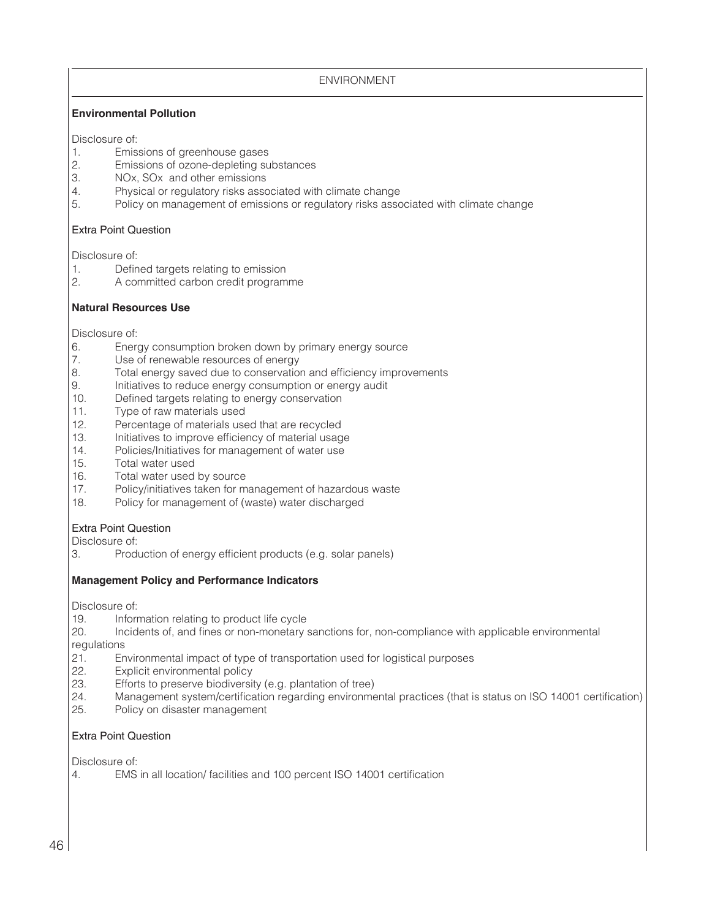## ENVIRONMENT

### Environmental Pollution

Disclosure of:

1. Emissions of greenhouse gases
2. Emissions of ozone-depleting substances
3. NOx, SOx and other emissions
4. Physical or regulatory risks associated with climate change
5. Policy on management of emissions or regulatory risks associated with climate change

Extra Point Question

Disclosure of:

1. Defined targets relating to emission
2. A committed carbon credit programme

### Natural Resources Use

Disclosure of:

6. Energy consumption broken down by primary energy source
7. Use of renewable resources of energy
8. Total energy saved due to conservation and efficiency improvements
9. Initiatives to reduce energy consumption or energy audit
10. Defined targets relating to energy conservation
11. Type of raw materials used
12. Percentage of materials used that are recycled
13. Initiatives to improve efficiency of material usage
14. Policies/Initiatives for management of water use
15. Total water used
16. Total water used by source
17. Policy/initiatives taken for management of hazardous waste
18. Policy for management of (waste) water discharged

Extra Point Question

Disclosure of:

3. Production of energy efficient products (e.g. solar panels)

### Management Policy and Performance Indicators

Disclosure of:

19. Information relating to product life cycle
20. Incidents of, and fines or non-monetary sanctions for, non-compliance with applicable environmental regulations
21. Environmental impact of type of transportation used for logistical purposes
22. Explicit environmental policy
23. Efforts to preserve biodiversity (e.g. plantation of tree)
24. Management system/certification regarding environmental practices (that is status on ISO 14001 certification)
25. Policy on disaster management

Extra Point Question

Disclosure of:

4. EMS in all location/ facilities and 100 percent ISO 14001 certification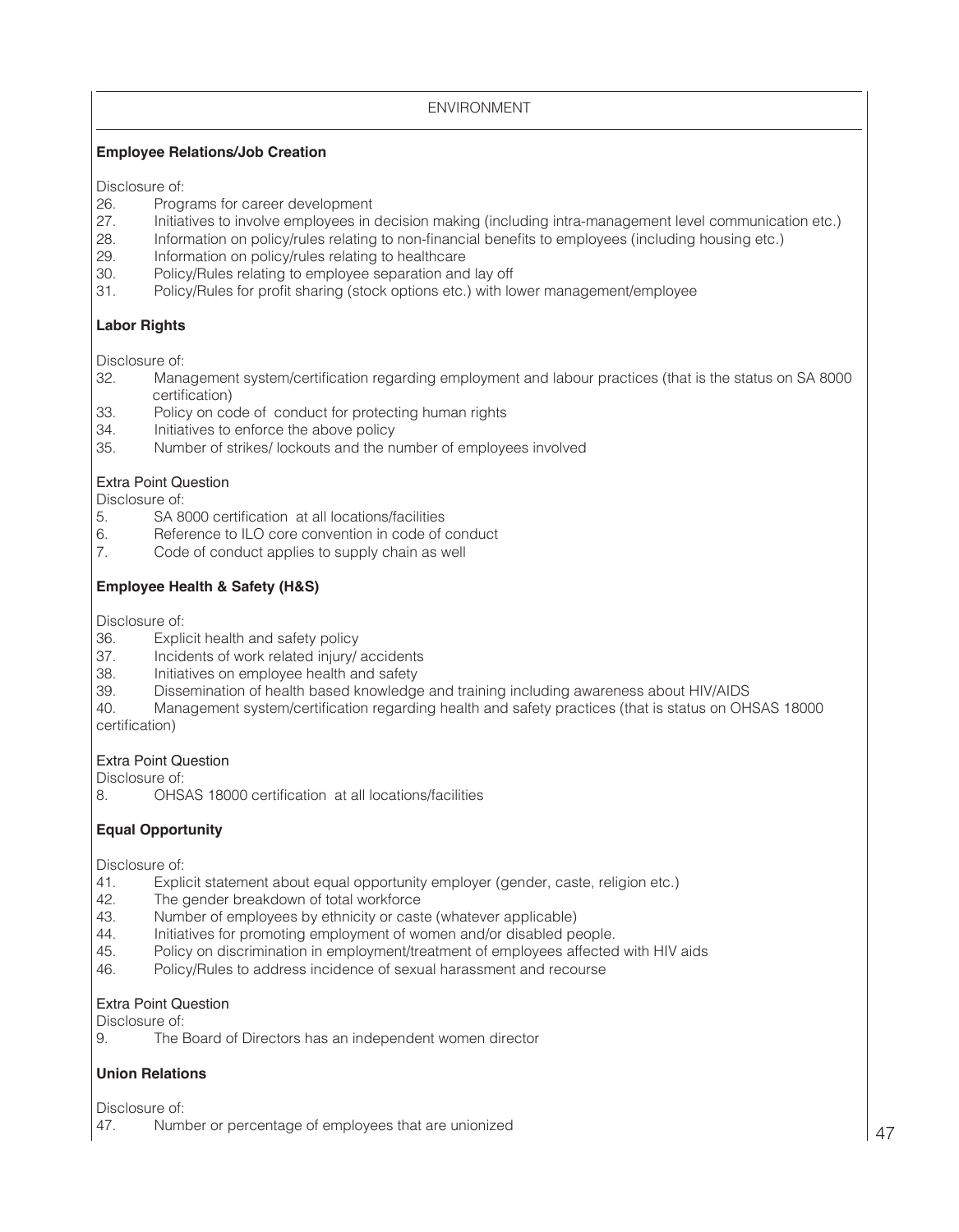ENVIRONMENT

**Employee Relations/Job Creation**

Disclosure of:

26. Programs for career development
27. Initiatives to involve employees in decision making (including intra-management level communication etc.)
28. Information on policy/rules relating to non-financial benefits to employees (including housing etc.)
29. Information on policy/rules relating to healthcare
30. Policy/Rules relating to employee separation and lay off
31. Policy/Rules for profit sharing (stock options etc.) with lower management/employee

**Labor Rights**

Disclosure of:

32. Management system/certification regarding employment and labour practices (that is the status on SA 8000 certification)
33. Policy on code of conduct for protecting human rights
34. Initiatives to enforce the above policy
35. Number of strikes/ lockouts and the number of employees involved

Extra Point Question

Disclosure of:

5. SA 8000 certification at all locations/facilities
6. Reference to ILO core convention in code of conduct
7. Code of conduct applies to supply chain as well

**Employee Health & Safety (H&S)**

Disclosure of:

36. Explicit health and safety policy
37. Incidents of work related injury/ accidents
38. Initiatives on employee health and safety
39. Dissemination of health based knowledge and training including awareness about HIV/AIDS
40. Management system/certification regarding health and safety practices (that is status on OHSAS 18000 certification)

Extra Point Question

Disclosure of:

8. OHSAS 18000 certification at all locations/facilities

**Equal Opportunity**

Disclosure of:

41. Explicit statement about equal opportunity employer (gender, caste, religion etc.)
42. The gender breakdown of total workforce
43. Number of employees by ethnicity or caste (whatever applicable)
44. Initiatives for promoting employment of women and/or disabled people.
45. Policy on discrimination in employment/treatment of employees affected with HIV aids
46. Policy/Rules to address incidence of sexual harassment and recourse

Extra Point Question

Disclosure of:

9. The Board of Directors has an independent women director

**Union Relations**

Disclosure of:

47. Number or percentage of employees that are unionized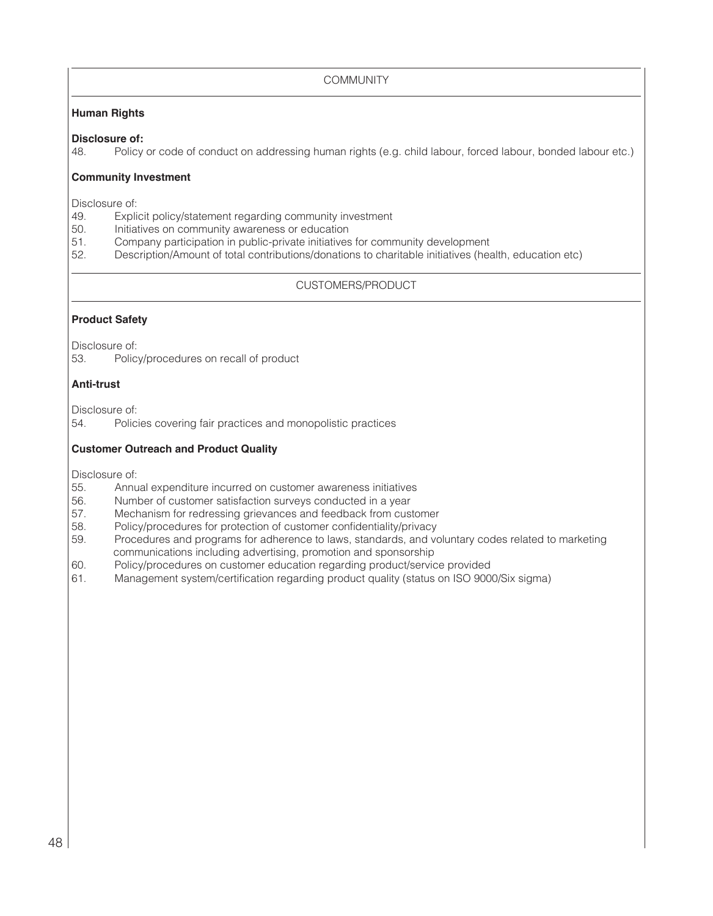## COMMUNITY

**Human Rights**

**Disclosure of:**

48. Policy or code of conduct on addressing human rights (e.g. child labour, forced labour, bonded labour etc.)

**Community Investment**

Disclosure of:

49. Explicit policy/statement regarding community investment
50. Initiatives on community awareness or education
51. Company participation in public-private initiatives for community development
52. Description/Amount of total contributions/donations to charitable initiatives (health, education etc)

## CUSTOMERS/PRODUCT

**Product Safety**

Disclosure of:

53. Policy/procedures on recall of product

**Anti-trust**

Disclosure of:

54. Policies covering fair practices and monopolistic practices

**Customer Outreach and Product Quality**

Disclosure of:

55. Annual expenditure incurred on customer awareness initiatives
56. Number of customer satisfaction surveys conducted in a year
57. Mechanism for redressing grievances and feedback from customer
58. Policy/procedures for protection of customer confidentiality/privacy
59. Procedures and programs for adherence to laws, standards, and voluntary codes related to marketing communications including advertising, promotion and sponsorship
60. Policy/procedures on customer education regarding product/service provided
61. Management system/certification regarding product quality (status on ISO 9000/Six sigma)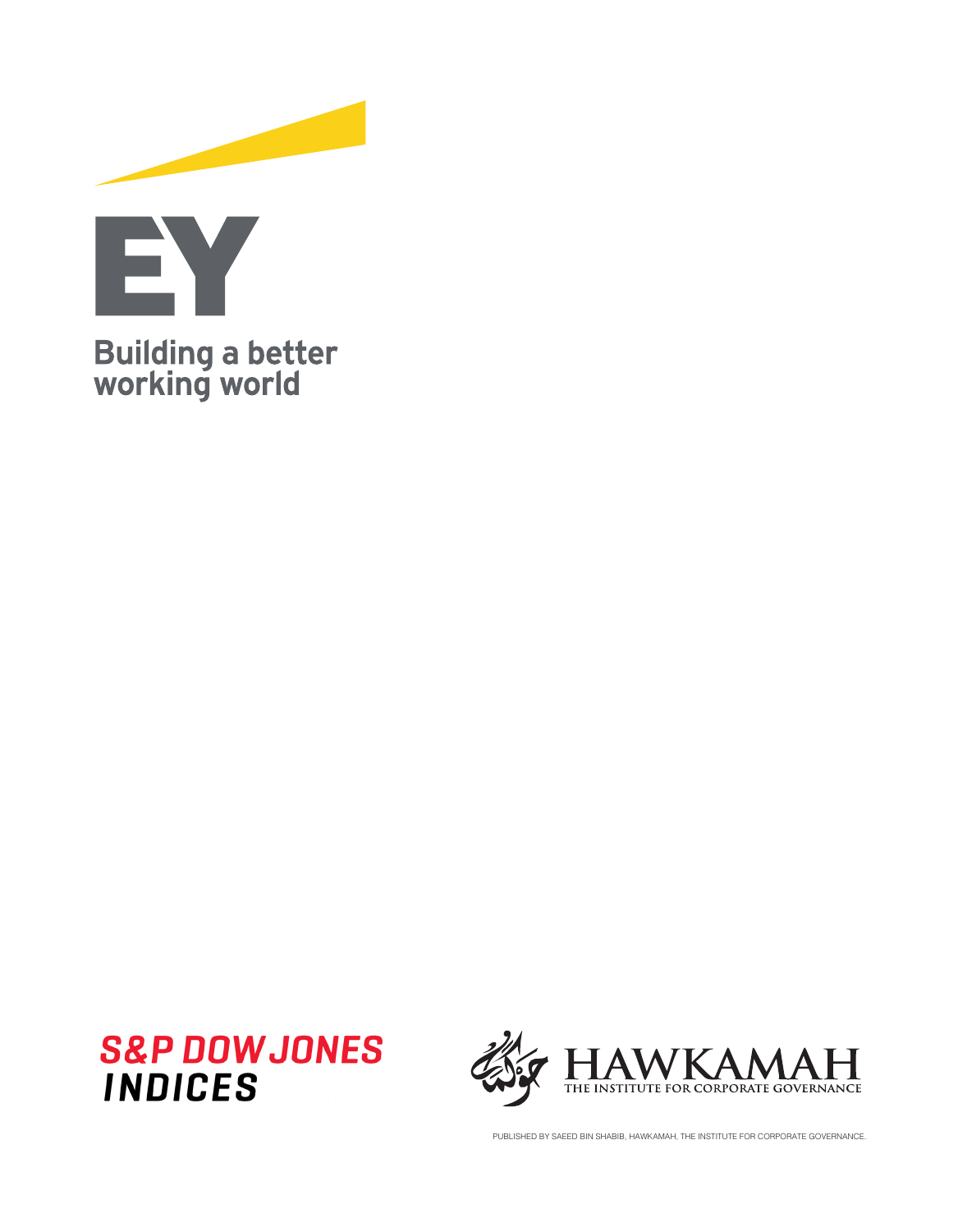EY

Building a better working world

S&P DOW JONES INDICES

HAWKAMAH
THE INSTITUTE FOR CORPORATE GOVERNANCE

PUBLISHED BY SAEED BIN SHABIB, HAWKAMAH, THE INSTITUTE FOR CORPORATE GOVERNANCE.